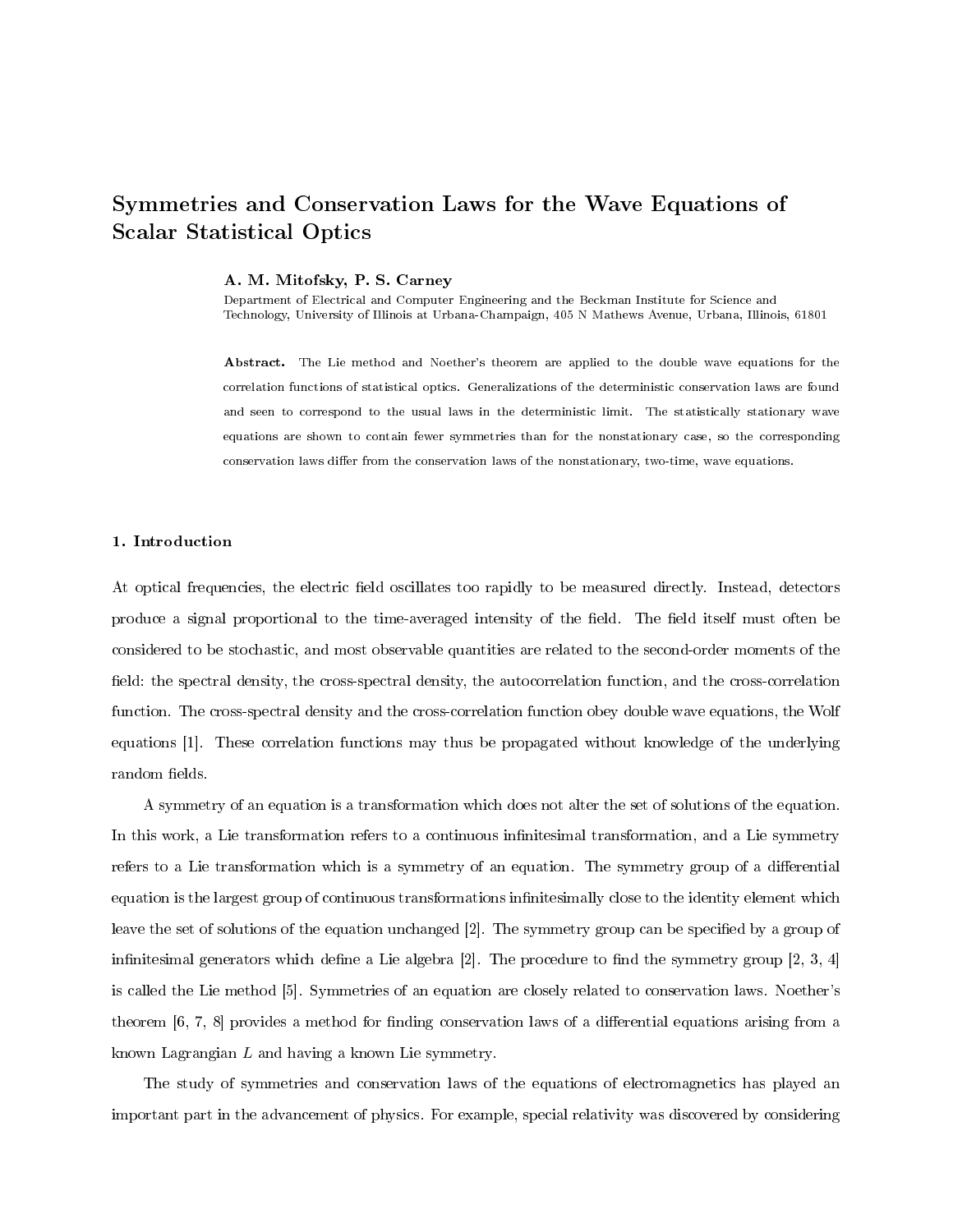# Symmetries and Conservation Laws for the Wave Equations of Scalar Statistical Optics

**A. M. Mitofsky, P. S. Carney**

Department of Electrical and Computer Engineering and the Beckman Institute for Science and Technology, University of Illinois at Urbana-Champaign, 405 N Mathews Avenue, Urbana, Illinois, 61801

**Abstract.** The Lie method and Noether's theorem are applied to the double wave equations for the correlation functions of statistical optics. Generalizations of the deterministic conservation laws are found and seen to correspond to the usual laws in the deterministic limit. The statistically stationary wave equations are shown to contain fewer symmetries than for the nonstationary case, so the corresponding conservation laws differ from the conservation laws of the nonstationary, two-time, wave equations.

## 1. Introduction

At optical frequencies, the electric field oscillates too rapidly to be measured directly. Instead, detectors produce a signal proportional to the time-averaged intensity of the field. The field itself must often be considered to be stochastic, and most observable quantities are related to the second-order moments of the field: the spectral density, the cross-spectral density, the autocorrelation function, and the cross-correlation function. The cross-spectral density and the cross-correlation function obey double wave equations, the Wolf equations [1]. These correlation functions may thus be propagated without knowledge of the underlying random fields.

A symmetry of an equation is a transformation which does not alter the set of solutions of the equation. In this work, a Lie transformation refers to a continuous infinitesimal transformation, and a Lie symmetry refers to a Lie transformation which is a symmetry of an equation. The symmetry group of a differential equation is the largest group of continuous transformations infinitesimally close to the identity element which leave the set of solutions of the equation unchanged [2]. The symmetry group can be specified by a group of infinitesimal generators which define a Lie algebra [2]. The procedure to find the symmetry group [2, 3, 4] is called the Lie method [5]. Symmetries of an equation are closely related to conservation laws. Noether's theorem [6, 7, 8] provides a method for finding conservation laws of a differential equations arising from a known Lagrangian $L$ and having a known Lie symmetry.

The study of symmetries and conservation laws of the equations of electromagnetics has played an important part in the advancement of physics. For example, special relativity was discovered by considering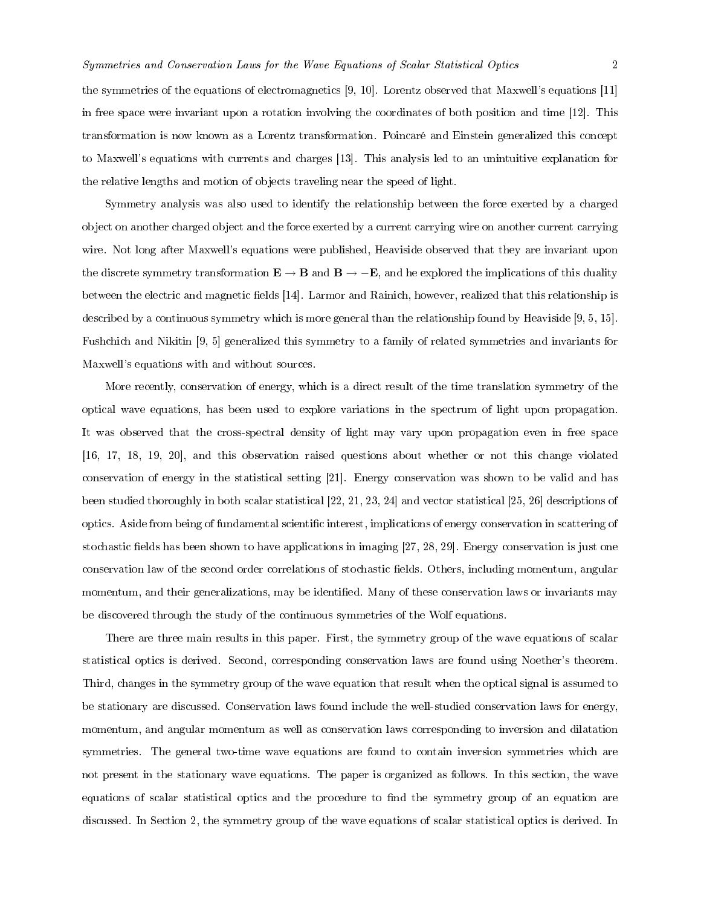the symmetries of the equations of electromagnetics [9, 10]. Lorentz observed that Maxwell's equations [11] in free space were invariant upon a rotation involving the coordinates of both position and time [12]. This transformation is now known as a Lorentz transformation. Poincaré and Einstein generalized this concept to Maxwell's equations with currents and charges [13]. This analysis led to an unintuitive explanation for the relative lengths and motion of objects traveling near the speed of light.

Symmetry analysis was also used to identify the relationship between the force exerted by a charged object on another charged object and the force exerted by a current carrying wire on another current carrying wire. Not long after Maxwell's equations were published, Heaviside observed that they are invariant upon the discrete symmetry transformation $\mathbf{E} \rightarrow \mathbf{B}$ and $\mathbf{B} \rightarrow -\mathbf{E}$, and he explored the implications of this duality between the electric and magnetic fields [14]. Larmor and Rainich, however, realized that this relationship is described by a continuous symmetry which is more general than the relationship found by Heaviside [9, 5, 15]. Fushchich and Nikitin [9, 5] generalized this symmetry to a family of related symmetries and invariants for Maxwell's equations with and without sources.

More recently, conservation of energy, which is a direct result of the time translation symmetry of the optical wave equations, has been used to explore variations in the spectrum of light upon propagation. It was observed that the cross-spectral density of light may vary upon propagation even in free space [16, 17, 18, 19, 20], and this observation raised questions about whether or not this change violated conservation of energy in the statistical setting [21]. Energy conservation was shown to be valid and has been studied thoroughly in both scalar statistical [22, 21, 23, 24] and vector statistical [25, 26] descriptions of optics. Aside from being of fundamental scientific interest, implications of energy conservation in scattering of stochastic fields has been shown to have applications in imaging [27, 28, 29]. Energy conservation is just one conservation law of the second order correlations of stochastic fields. Others, including momentum, angular momentum, and their generalizations, may be identified. Many of these conservation laws or invariants may be discovered through the study of the continuous symmetries of the Wolf equations.

There are three main results in this paper. First, the symmetry group of the wave equations of scalar statistical optics is derived. Second, corresponding conservation laws are found using Noether's theorem. Third, changes in the symmetry group of the wave equation that result when the optical signal is assumed to be stationary are discussed. Conservation laws found include the well-studied conservation laws for energy, momentum, and angular momentum as well as conservation laws corresponding to inversion and dilatation symmetries. The general two-time wave equations are found to contain inversion symmetries which are not present in the stationary wave equations. The paper is organized as follows. In this section, the wave equations of scalar statistical optics and the procedure to find the symmetry group of an equation are discussed. In Section 2, the symmetry group of the wave equations of scalar statistical optics is derived. In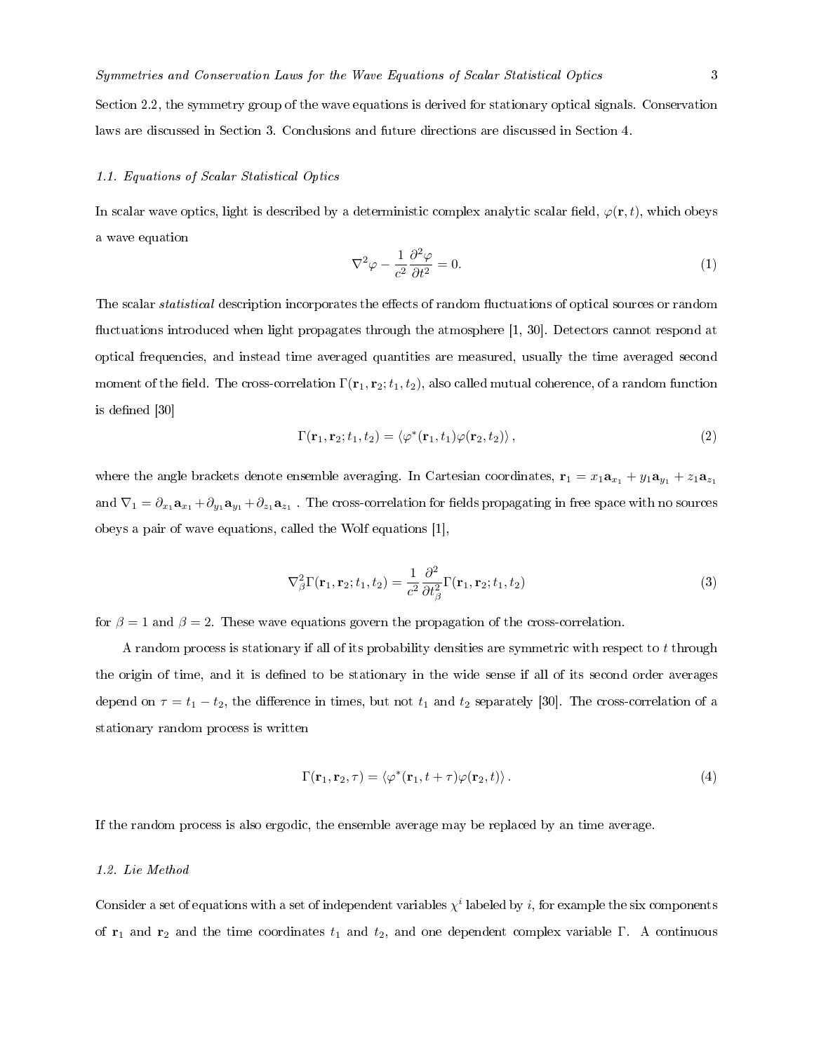Section 2.2, the symmetry group of the wave equations is derived for stationary optical signals. Conservation laws are discussed in Section 3. Conclusions and future directions are discussed in Section 4.

### 1.1. Equations of Scalar Statistical Optics

In scalar wave optics, light is described by a deterministic complex analytic scalar field, $\varphi(\mathbf{r}, t)$, which obeys a wave equation

$$\nabla^2\varphi - \frac{1}{c^2}\frac{\partial^2\varphi}{\partial t^2} = 0. \tag{1}$$

The scalar *statistical* description incorporates the effects of random fluctuations of optical sources or random fluctuations introduced when light propagates through the atmosphere [1, 30]. Detectors cannot respond at optical frequencies, and instead time averaged quantities are measured, usually the time averaged second moment of the field. The cross-correlation $\Gamma(\mathbf{r}_1, \mathbf{r}_2; t_1, t_2)$, also called mutual coherence, of a random function is defined [30]

$$\Gamma(\mathbf{r}_1, \mathbf{r}_2; t_1, t_2) = \langle \varphi^*(\mathbf{r}_1, t_1)\varphi(\mathbf{r}_2, t_2)\rangle\,, \tag{2}$$

where the angle brackets denote ensemble averaging. In Cartesian coordinates, $\mathbf{r}_1 = x_1\mathbf{a}_{x_1} + y_1\mathbf{a}_{y_1} + z_1\mathbf{a}_{z_1}$ and $\nabla_1 = \partial_{x_1}\mathbf{a}_{x_1} + \partial_{y_1}\mathbf{a}_{y_1} + \partial_{z_1}\mathbf{a}_{z_1}$ . The cross-correlation for fields propagating in free space with no sources obeys a pair of wave equations, called the Wolf equations [1],

$$\nabla^2_\beta\Gamma(\mathbf{r}_1, \mathbf{r}_2; t_1, t_2) = \frac{1}{c^2}\frac{\partial^2}{\partial t^2_\beta}\Gamma(\mathbf{r}_1, \mathbf{r}_2; t_1, t_2) \tag{3}$$

for $\beta = 1$ and $\beta = 2$. These wave equations govern the propagation of the cross-correlation.

A random process is stationary if all of its probability densities are symmetric with respect to $t$ through the origin of time, and it is defined to be stationary in the wide sense if all of its second order averages depend on $\tau = t_1 - t_2$, the difference in times, but not $t_1$ and $t_2$ separately [30]. The cross-correlation of a stationary random process is written

$$\Gamma(\mathbf{r}_1, \mathbf{r}_2, \tau) = \langle \varphi^*(\mathbf{r}_1, t+\tau)\varphi(\mathbf{r}_2, t)\rangle\,. \tag{4}$$

If the random process is also ergodic, the ensemble average may be replaced by an time average.

### 1.2. Lie Method

Consider a set of equations with a set of independent variables $\chi^i$ labeled by $i$, for example the six components of $\mathbf{r}_1$ and $\mathbf{r}_2$ and the time coordinates $t_1$ and $t_2$, and one dependent complex variable $\Gamma$. A continuous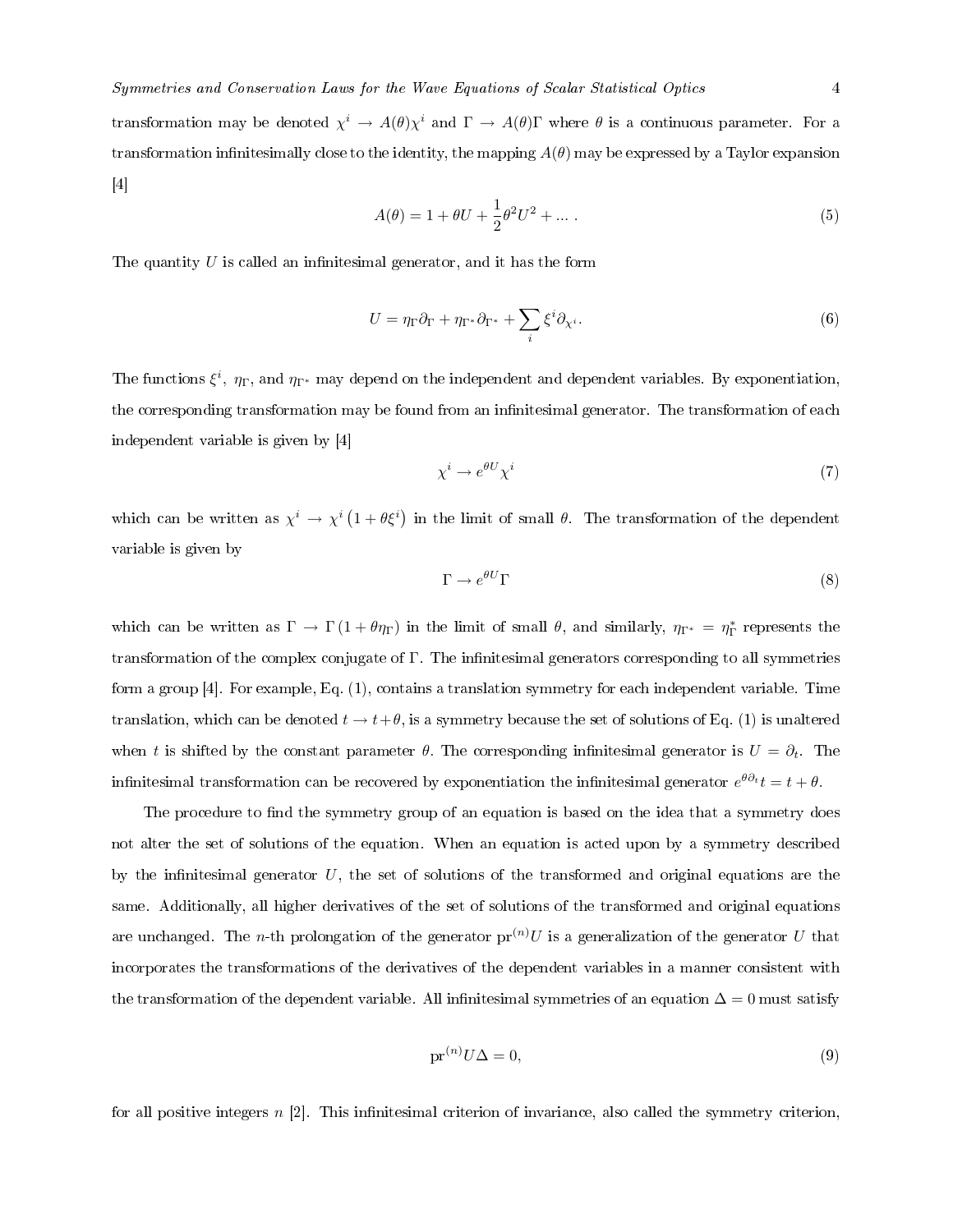transformation may be denoted $\chi^i \to A(\theta)\chi^i$ and $\Gamma \to A(\theta)\Gamma$ where $\theta$ is a continuous parameter. For a transformation infinitesimally close to the identity, the mapping $A(\theta)$ may be expressed by a Taylor expansion [4]

$$A(\theta) = 1 + \theta U + \frac{1}{2}\theta^2 U^2 + ... \,. \tag{5}$$

The quantity $U$ is called an infinitesimal generator, and it has the form

$$U = \eta_\Gamma \partial_\Gamma + \eta_{\Gamma^*} \partial_{\Gamma^*} + \sum_i \xi^i \partial_{\chi^i}. \tag{6}$$

The functions $\xi^i$, $\eta_\Gamma$, and $\eta_{\Gamma^*}$ may depend on the independent and dependent variables. By exponentiation, the corresponding transformation may be found from an infinitesimal generator. The transformation of each independent variable is given by [4]

$$\chi^i \to e^{\theta U} \chi^i \tag{7}$$

which can be written as $\chi^i \to \chi^i \left(1 + \theta \xi^i\right)$ in the limit of small $\theta$. The transformation of the dependent variable is given by

$$\Gamma \to e^{\theta U} \Gamma \tag{8}$$

which can be written as $\Gamma \to \Gamma \left(1 + \theta \eta_\Gamma\right)$ in the limit of small $\theta$, and similarly, $\eta_{\Gamma^*} = \eta_\Gamma^*$ represents the transformation of the complex conjugate of $\Gamma$. The infinitesimal generators corresponding to all symmetries form a group [4]. For example, Eq. (1), contains a translation symmetry for each independent variable. Time translation, which can be denoted $t \to t + \theta$, is a symmetry because the set of solutions of Eq. (1) is unaltered when $t$ is shifted by the constant parameter $\theta$. The corresponding infinitesimal generator is $U = \partial_t$. The infinitesimal transformation can be recovered by exponentiation the infinitesimal generator $e^{\theta \partial_t} t = t + \theta$.

The procedure to find the symmetry group of an equation is based on the idea that a symmetry does not alter the set of solutions of the equation. When an equation is acted upon by a symmetry described by the infinitesimal generator $U$, the set of solutions of the transformed and original equations are the same. Additionally, all higher derivatives of the set of solutions of the transformed and original equations are unchanged. The $n$-th prolongation of the generator $\mathrm{pr}^{(n)} U$ is a generalization of the generator $U$ that incorporates the transformations of the derivatives of the dependent variables in a manner consistent with the transformation of the dependent variable. All infinitesimal symmetries of an equation $\Delta = 0$ must satisfy

$$\mathrm{pr}^{(n)} U \Delta = 0, \tag{9}$$

for all positive integers $n$ [2]. This infinitesimal criterion of invariance, also called the symmetry criterion,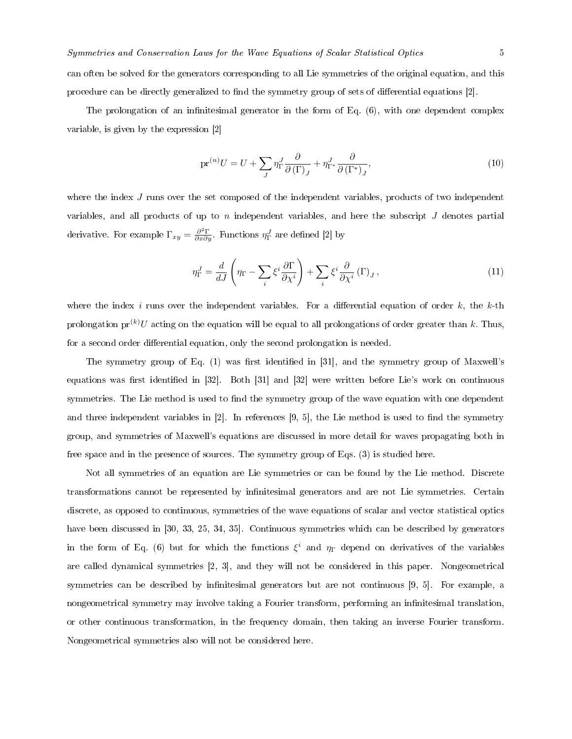can often be solved for the generators corresponding to all Lie symmetries of the original equation, and this procedure can be directly generalized to find the symmetry group of sets of differential equations [2].

The prolongation of an infinitesimal generator in the form of Eq. (6), with one dependent complex variable, is given by the expression [2]

$$\mathrm{pr}^{(n)}U = U + \sum_J \eta_\Gamma^J \frac{\partial}{\partial\left(\Gamma\right)_J} + \eta_{\Gamma^*}^J \frac{\partial}{\partial\left(\Gamma^*\right)_J}, \tag{10}$$

where the index $J$ runs over the set composed of the independent variables, products of two independent variables, and all products of up to $n$ independent variables, and here the subscript $J$ denotes partial derivative. For example $\Gamma_{xy} = \frac{\partial^2 \Gamma}{\partial x \partial y}$. Functions $\eta_\Gamma^J$ are defined [2] by

$$\eta_\Gamma^J = \frac{d}{dJ}\left(\eta_\Gamma - \sum_i \xi^i \frac{\partial \Gamma}{\partial \chi^i}\right) + \sum_i \xi^i \frac{\partial}{\partial \chi^i}\left(\Gamma\right)_J, \tag{11}$$

where the index $i$ runs over the independent variables. For a differential equation of order $k$, the $k$-th prolongation $\mathrm{pr}^{(k)}U$ acting on the equation will be equal to all prolongations of order greater than $k$. Thus, for a second order differential equation, only the second prolongation is needed.

The symmetry group of Eq. (1) was first identified in [31], and the symmetry group of Maxwell's equations was first identified in [32]. Both [31] and [32] were written before Lie's work on continuous symmetries. The Lie method is used to find the symmetry group of the wave equation with one dependent and three independent variables in [2]. In references [9, 5], the Lie method is used to find the symmetry group, and symmetries of Maxwell's equations are discussed in more detail for waves propagating both in free space and in the presence of sources. The symmetry group of Eqs. (3) is studied here.

Not all symmetries of an equation are Lie symmetries or can be found by the Lie method. Discrete transformations cannot be represented by infinitesimal generators and are not Lie symmetries. Certain discrete, as opposed to continuous, symmetries of the wave equations of scalar and vector statistical optics have been discussed in [30, 33, 25, 34, 35]. Continuous symmetries which can be described by generators in the form of Eq. (6) but for which the functions $\xi^i$ and $\eta_\Gamma$ depend on derivatives of the variables are called dynamical symmetries [2, 3], and they will not be considered in this paper. Nongeometrical symmetries can be described by infinitesimal generators but are not continuous [9, 5]. For example, a nongeometrical symmetry may involve taking a Fourier transform, performing an infinitesimal translation, or other continuous transformation, in the frequency domain, then taking an inverse Fourier transform. Nongeometrical symmetries also will not be considered here.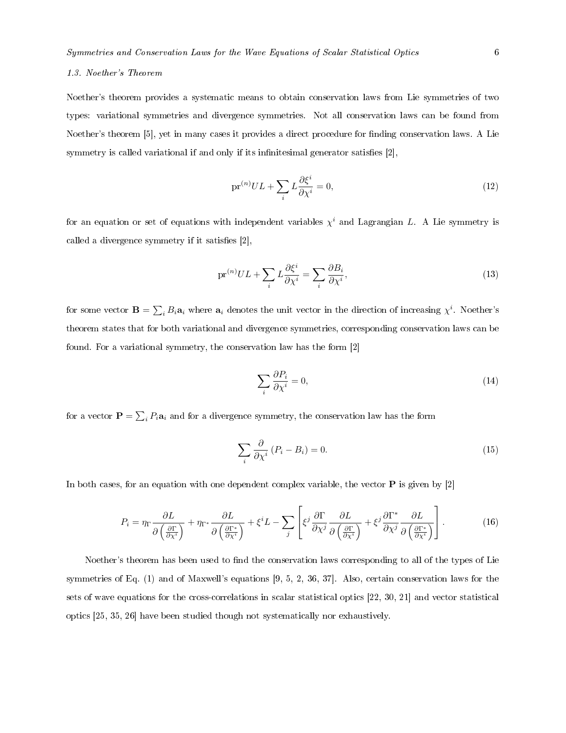### 1.3. Noether's Theorem

Noether's theorem provides a systematic means to obtain conservation laws from Lie symmetries of two types: variational symmetries and divergence symmetries. Not all conservation laws can be found from Noether's theorem [5], yet in many cases it provides a direct procedure for finding conservation laws. A Lie symmetry is called variational if and only if its infinitesimal generator satisfies [2],

$$\mathrm{pr}^{(n)}UL + \sum_i L\frac{\partial \xi^i}{\partial \chi^i} = 0, \tag{12}$$

for an equation or set of equations with independent variables $\chi^i$ and Lagrangian $L$. A Lie symmetry is called a divergence symmetry if it satisfies [2],

$$\mathrm{pr}^{(n)}UL + \sum_i L\frac{\partial \xi^i}{\partial \chi^i} = \sum_i \frac{\partial B_i}{\partial \chi^i}, \tag{13}$$

for some vector $\mathbf{B} = \sum_i B_i \mathbf{a}_i$ where $\mathbf{a}_i$ denotes the unit vector in the direction of increasing $\chi^i$. Noether's theorem states that for both variational and divergence symmetries, corresponding conservation laws can be found. For a variational symmetry, the conservation law has the form [2]

$$\sum_i \frac{\partial P_i}{\partial \chi^i} = 0, \tag{14}$$

for a vector $\mathbf{P} = \sum_i P_i \mathbf{a}_i$ and for a divergence symmetry, the conservation law has the form

$$\sum_i \frac{\partial}{\partial \chi^i}\left(P_i - B_i\right) = 0. \tag{15}$$

In both cases, for an equation with one dependent complex variable, the vector $\mathbf{P}$ is given by [2]

$$P_i = \eta_\Gamma \frac{\partial L}{\partial\left(\frac{\partial \Gamma}{\partial \chi^i}\right)} + \eta_{\Gamma^*}\frac{\partial L}{\partial\left(\frac{\partial \Gamma^*}{\partial \chi^i}\right)} + \xi^i L - \sum_j \left[\xi^j \frac{\partial \Gamma}{\partial \chi^j}\frac{\partial L}{\partial\left(\frac{\partial \Gamma}{\partial \chi^i}\right)} + \xi^j \frac{\partial \Gamma^*}{\partial \chi^j}\frac{\partial L}{\partial\left(\frac{\partial \Gamma^*}{\partial \chi^i}\right)}\right]. \tag{16}$$

Noether's theorem has been used to find the conservation laws corresponding to all of the types of Lie symmetries of Eq. (1) and of Maxwell's equations [9, 5, 2, 36, 37]. Also, certain conservation laws for the sets of wave equations for the cross-correlations in scalar statistical optics [22, 30, 21] and vector statistical optics [25, 35, 26] have been studied though not systematically nor exhaustively.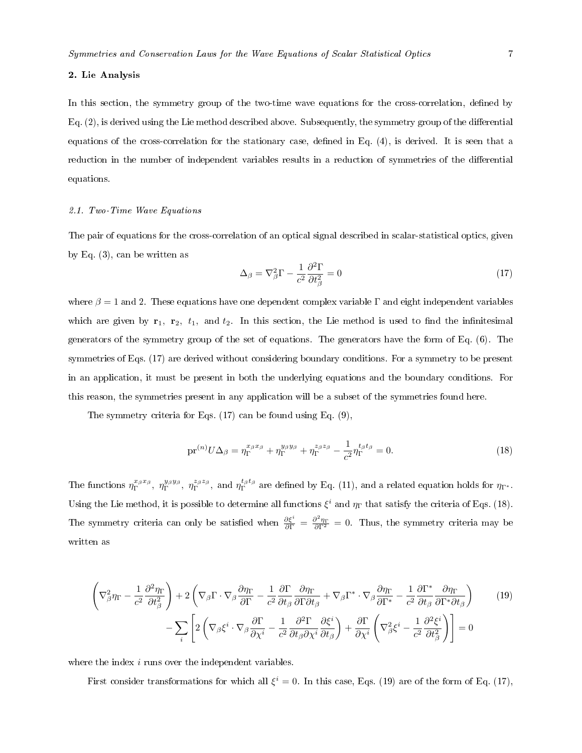## 2. Lie Analysis

In this section, the symmetry group of the two-time wave equations for the cross-correlation, defined by Eq. (2), is derived using the Lie method described above. Subsequently, the symmetry group of the differential equations of the cross-correlation for the stationary case, defined in Eq. (4), is derived. It is seen that a reduction in the number of independent variables results in a reduction of symmetries of the differential equations.

### *2.1. Two-Time Wave Equations*

The pair of equations for the cross-correlation of an optical signal described in scalar-statistical optics, given by Eq. (3), can be written as

$$\Delta_\beta = \nabla_\beta^2 \Gamma - \frac{1}{c^2}\frac{\partial^2 \Gamma}{\partial t_\beta^2} = 0 \tag{17}$$

where $\beta = 1$ and 2. These equations have one dependent complex variable $\Gamma$ and eight independent variables which are given by $\mathbf{r}_1,\ \mathbf{r}_2,\ t_1,$ and $t_2$. In this section, the Lie method is used to find the infinitesimal generators of the symmetry group of the set of equations. The generators have the form of Eq. (6). The symmetries of Eqs. (17) are derived without considering boundary conditions. For a symmetry to be present in an application, it must be present in both the underlying equations and the boundary conditions. For this reason, the symmetries present in any application will be a subset of the symmetries found here.

The symmetry criteria for Eqs. (17) can be found using Eq. (9),

$$\mathrm{pr}^{(n)} U \Delta_\beta = \eta_\Gamma^{x_\beta x_\beta} + \eta_\Gamma^{y_\beta y_\beta} + \eta_\Gamma^{z_\beta z_\beta} - \frac{1}{c^2}\eta_\Gamma^{t_\beta t_\beta} = 0. \tag{18}$$

The functions $\eta_\Gamma^{x_\beta x_\beta},\ \eta_\Gamma^{y_\beta y_\beta},\ \eta_\Gamma^{z_\beta z_\beta},$ and $\eta_\Gamma^{t_\beta t_\beta}$ are defined by Eq. (11), and a related equation holds for $\eta_{\Gamma^*}$. Using the Lie method, it is possible to determine all functions $\xi^i$ and $\eta_\Gamma$ that satisfy the criteria of Eqs. (18). The symmetry criteria can only be satisfied when $\frac{\partial \xi^i}{\partial \Gamma} = \frac{\partial^2 \eta_\Gamma}{\partial \Gamma^2} = 0$. Thus, the symmetry criteria may be written as

$$\begin{aligned}
&\left(\nabla_\beta^2 \eta_\Gamma - \frac{1}{c^2}\frac{\partial^2 \eta_\Gamma}{\partial t_\beta^2}\right) + 2\left(\nabla_\beta \Gamma \cdot \nabla_\beta \frac{\partial \eta_\Gamma}{\partial \Gamma} - \frac{1}{c^2}\frac{\partial \Gamma}{\partial t_\beta}\frac{\partial \eta_\Gamma}{\partial \Gamma \partial t_\beta} + \nabla_\beta \Gamma^* \cdot \nabla_\beta \frac{\partial \eta_\Gamma}{\partial \Gamma^*} - \frac{1}{c^2}\frac{\partial \Gamma^*}{\partial t_\beta}\frac{\partial \eta_\Gamma}{\partial \Gamma^* \partial t_\beta}\right) \\
&\quad - \sum_i \left[2\left(\nabla_\beta \xi^i \cdot \nabla_\beta \frac{\partial \Gamma}{\partial \chi^i} - \frac{1}{c^2}\frac{\partial^2 \Gamma}{\partial t_\beta \partial \chi^i}\frac{\partial \xi^i}{\partial t_\beta}\right) + \frac{\partial \Gamma}{\partial \chi^i}\left(\nabla_\beta^2 \xi^i - \frac{1}{c^2}\frac{\partial^2 \xi^i}{\partial t_\beta^2}\right)\right] = 0
\end{aligned} \tag{19}$$

where the index $i$ runs over the independent variables.

First consider transformations for which all $\xi^i = 0$. In this case, Eqs. (19) are of the form of Eq. (17),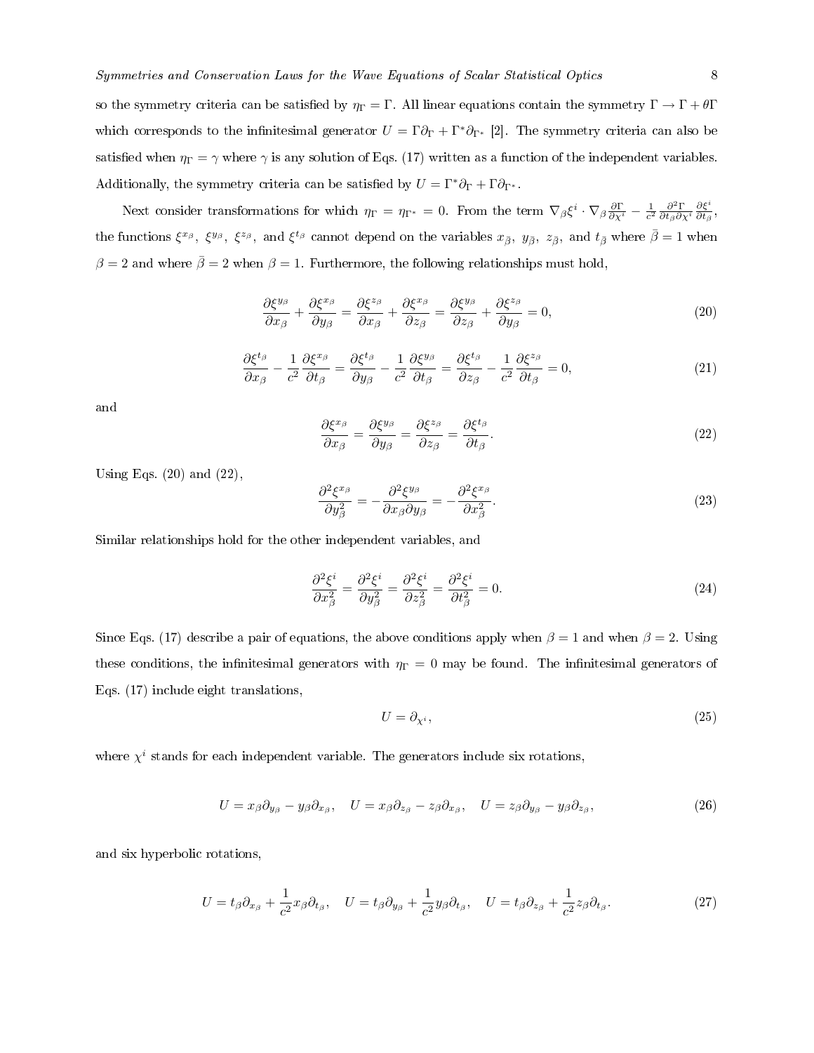so the symmetry criteria can be satisfied by $\eta_\Gamma = \Gamma$. All linear equations contain the symmetry $\Gamma \to \Gamma + \theta\Gamma$ which corresponds to the infinitesimal generator $U = \Gamma\partial_\Gamma + \Gamma^*\partial_{\Gamma^*}$ [2]. The symmetry criteria can also be satisfied when $\eta_\Gamma = \gamma$ where $\gamma$ is any solution of Eqs. (17) written as a function of the independent variables. Additionally, the symmetry criteria can be satisfied by $U = \Gamma^*\partial_\Gamma + \Gamma\partial_{\Gamma^*}$.

Next consider transformations for which $\eta_\Gamma = \eta_{\Gamma^*} = 0$. From the term $\nabla_\beta \xi^i \cdot \nabla_\beta \frac{\partial \Gamma}{\partial \chi^i} - \frac{1}{c^2}\frac{\partial^2 \Gamma}{\partial t_\beta \partial \chi^i}\frac{\partial \xi^i}{\partial t_\beta}$, the functions $\xi^{x_\beta}$, $\xi^{y_\beta}$, $\xi^{z_\beta}$, and $\xi^{t_\beta}$ cannot depend on the variables $x_{\bar\beta}$, $y_{\bar\beta}$, $z_{\bar\beta}$, and $t_{\bar\beta}$ where $\bar\beta = 1$ when $\beta = 2$ and where $\bar\beta = 2$ when $\beta = 1$. Furthermore, the following relationships must hold,

$$\frac{\partial \xi^{y_\beta}}{\partial x_\beta} + \frac{\partial \xi^{x_\beta}}{\partial y_\beta} = \frac{\partial \xi^{z_\beta}}{\partial x_\beta} + \frac{\partial \xi^{x_\beta}}{\partial z_\beta} = \frac{\partial \xi^{y_\beta}}{\partial z_\beta} + \frac{\partial \xi^{z_\beta}}{\partial y_\beta} = 0, \tag{20}$$

$$\frac{\partial \xi^{t_\beta}}{\partial x_\beta} - \frac{1}{c^2}\frac{\partial \xi^{x_\beta}}{\partial t_\beta} = \frac{\partial \xi^{t_\beta}}{\partial y_\beta} - \frac{1}{c^2}\frac{\partial \xi^{y_\beta}}{\partial t_\beta} = \frac{\partial \xi^{t_\beta}}{\partial z_\beta} - \frac{1}{c^2}\frac{\partial \xi^{z_\beta}}{\partial t_\beta} = 0, \tag{21}$$

and

$$\frac{\partial \xi^{x_\beta}}{\partial x_\beta} = \frac{\partial \xi^{y_\beta}}{\partial y_\beta} = \frac{\partial \xi^{z_\beta}}{\partial z_\beta} = \frac{\partial \xi^{t_\beta}}{\partial t_\beta}. \tag{22}$$

Using Eqs. (20) and (22),

$$\frac{\partial^2 \xi^{x_\beta}}{\partial y_\beta^2} = -\frac{\partial^2 \xi^{y_\beta}}{\partial x_\beta \partial y_\beta} = -\frac{\partial^2 \xi^{x_\beta}}{\partial x_\beta^2}. \tag{23}$$

Similar relationships hold for the other independent variables, and

$$\frac{\partial^2 \xi^i}{\partial x_\beta^2} = \frac{\partial^2 \xi^i}{\partial y_\beta^2} = \frac{\partial^2 \xi^i}{\partial z_\beta^2} = \frac{\partial^2 \xi^i}{\partial t_\beta^2} = 0. \tag{24}$$

Since Eqs. (17) describe a pair of equations, the above conditions apply when $\beta = 1$ and when $\beta = 2$. Using these conditions, the infinitesimal generators with $\eta_\Gamma = 0$ may be found. The infinitesimal generators of Eqs. (17) include eight translations,

$$U = \partial_{\chi^i}, \tag{25}$$

where $\chi^i$ stands for each independent variable. The generators include six rotations,

$$U = x_\beta \partial_{y_\beta} - y_\beta \partial_{x_\beta}, \quad U = x_\beta \partial_{z_\beta} - z_\beta \partial_{x_\beta}, \quad U = z_\beta \partial_{y_\beta} - y_\beta \partial_{z_\beta}, \tag{26}$$

and six hyperbolic rotations,

$$U = t_\beta \partial_{x_\beta} + \frac{1}{c^2} x_\beta \partial_{t_\beta}, \quad U = t_\beta \partial_{y_\beta} + \frac{1}{c^2} y_\beta \partial_{t_\beta}, \quad U = t_\beta \partial_{z_\beta} + \frac{1}{c^2} z_\beta \partial_{t_\beta}. \tag{27}$$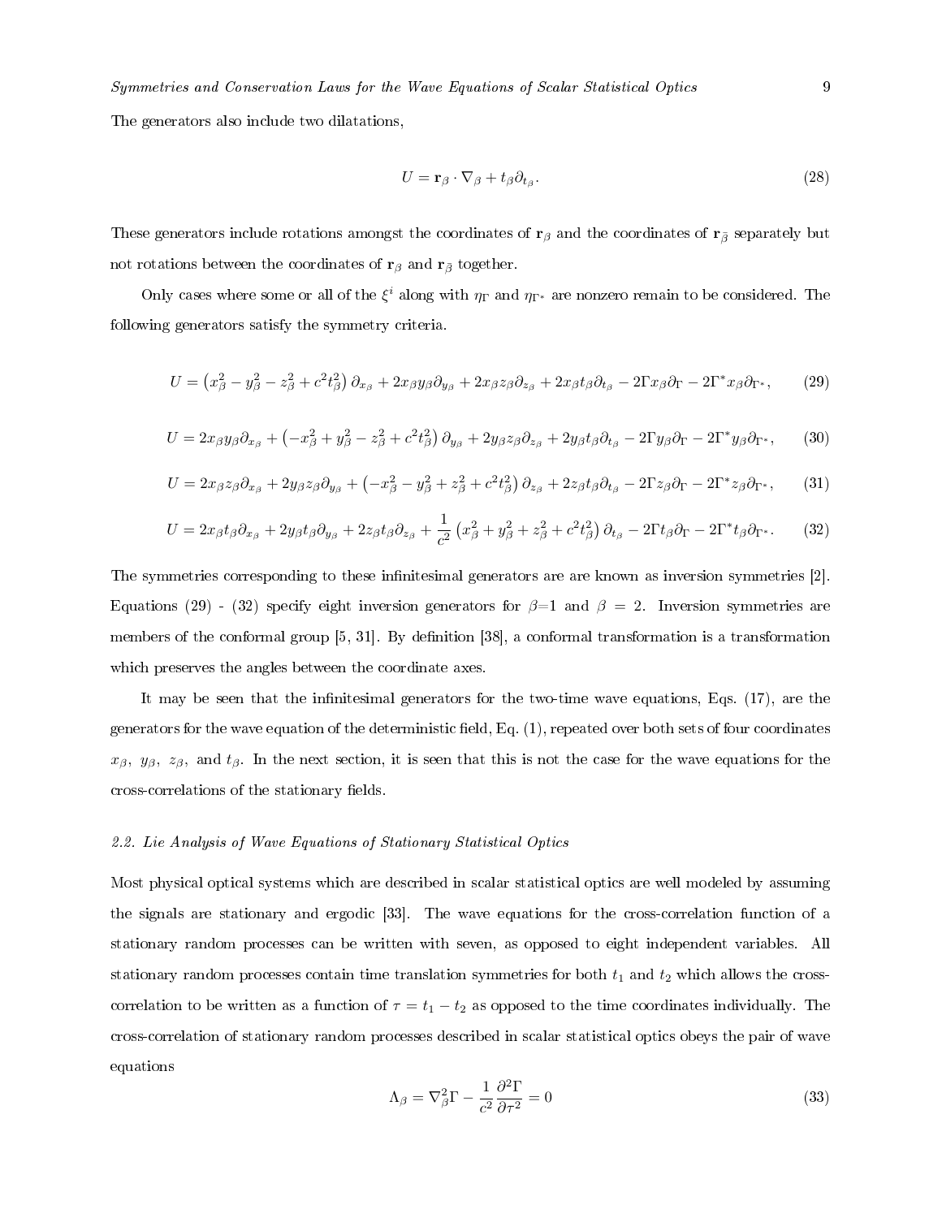The generators also include two dilatations,

$$U = \mathbf{r}_\beta \cdot \nabla_\beta + t_\beta \partial_{t_\beta}. \tag{28}$$

These generators include rotations amongst the coordinates of $\mathbf{r}_\beta$ and the coordinates of $\mathbf{r}_{\bar{\beta}}$ separately but not rotations between the coordinates of $\mathbf{r}_\beta$ and $\mathbf{r}_{\bar{\beta}}$ together.

Only cases where some or all of the $\xi^i$ along with $\eta_\Gamma$ and $\eta_{\Gamma^*}$ are nonzero remain to be considered. The following generators satisfy the symmetry criteria.

$$U = \left(x_\beta^2 - y_\beta^2 - z_\beta^2 + c^2 t_\beta^2\right)\partial_{x_\beta} + 2x_\beta y_\beta \partial_{y_\beta} + 2x_\beta z_\beta \partial_{z_\beta} + 2x_\beta t_\beta \partial_{t_\beta} - 2\Gamma x_\beta \partial_\Gamma - 2\Gamma^* x_\beta \partial_{\Gamma^*}, \tag{29}$$

$$U = 2x_\beta y_\beta \partial_{x_\beta} + \left(-x_\beta^2 + y_\beta^2 - z_\beta^2 + c^2 t_\beta^2\right)\partial_{y_\beta} + 2y_\beta z_\beta \partial_{z_\beta} + 2y_\beta t_\beta \partial_{t_\beta} - 2\Gamma y_\beta \partial_\Gamma - 2\Gamma^* y_\beta \partial_{\Gamma^*}, \tag{30}$$

$$U = 2x_\beta z_\beta \partial_{x_\beta} + 2y_\beta z_\beta \partial_{y_\beta} + \left(-x_\beta^2 - y_\beta^2 + z_\beta^2 + c^2 t_\beta^2\right)\partial_{z_\beta} + 2z_\beta t_\beta \partial_{t_\beta} - 2\Gamma z_\beta \partial_\Gamma - 2\Gamma^* z_\beta \partial_{\Gamma^*}, \tag{31}$$

$$U = 2x_\beta t_\beta \partial_{x_\beta} + 2y_\beta t_\beta \partial_{y_\beta} + 2z_\beta t_\beta \partial_{z_\beta} + \frac{1}{c^2}\left(x_\beta^2 + y_\beta^2 + z_\beta^2 + c^2 t_\beta^2\right)\partial_{t_\beta} - 2\Gamma t_\beta \partial_\Gamma - 2\Gamma^* t_\beta \partial_{\Gamma^*}. \tag{32}$$

The symmetries corresponding to these infinitesimal generators are are known as inversion symmetries [2]. Equations (29) - (32) specify eight inversion generators for $\beta$=1 and $\beta$ = 2. Inversion symmetries are members of the conformal group [5, 31]. By definition [38], a conformal transformation is a transformation which preserves the angles between the coordinate axes.

It may be seen that the infinitesimal generators for the two-time wave equations, Eqs. (17), are the generators for the wave equation of the deterministic field, Eq. (1), repeated over both sets of four coordinates $x_\beta$, $y_\beta$, $z_\beta$, and $t_\beta$. In the next section, it is seen that this is not the case for the wave equations for the cross-correlations of the stationary fields.

### *2.2. Lie Analysis of Wave Equations of Stationary Statistical Optics*

Most physical optical systems which are described in scalar statistical optics are well modeled by assuming the signals are stationary and ergodic [33]. The wave equations for the cross-correlation function of a stationary random processes can be written with seven, as opposed to eight independent variables. All stationary random processes contain time translation symmetries for both $t_1$ and $t_2$ which allows the cross-correlation to be written as a function of $\tau = t_1 - t_2$ as opposed to the time coordinates individually. The cross-correlation of stationary random processes described in scalar statistical optics obeys the pair of wave equations

$$\Lambda_\beta = \nabla_\beta^2 \Gamma - \frac{1}{c^2}\frac{\partial^2 \Gamma}{\partial \tau^2} = 0 \tag{33}$$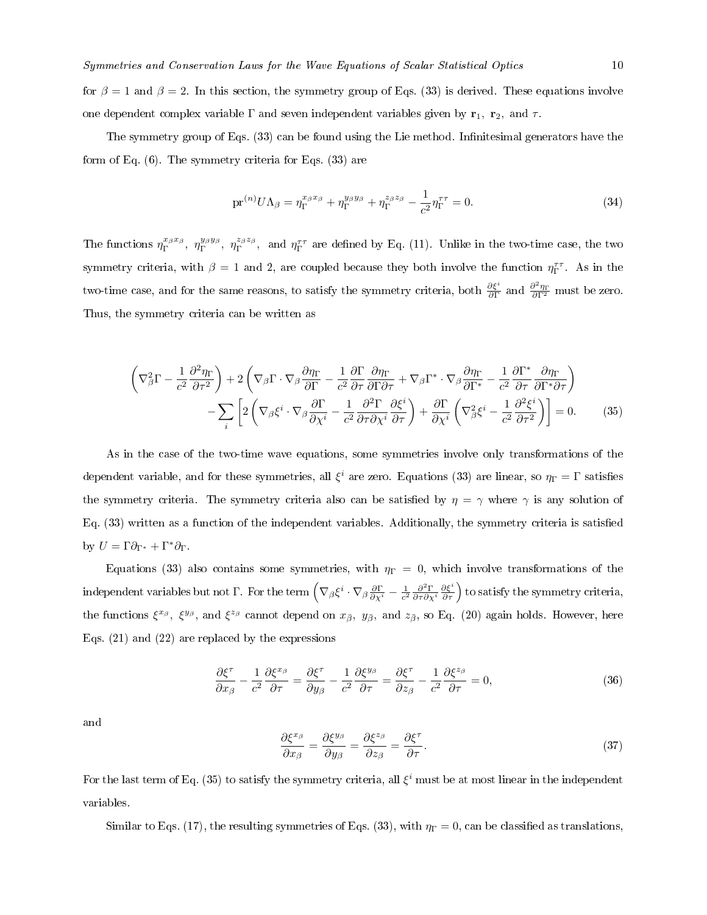for $\beta = 1$ and $\beta = 2$. In this section, the symmetry group of Eqs. (33) is derived. These equations involve one dependent complex variable $\Gamma$ and seven independent variables given by $\mathbf{r}_1$, $\mathbf{r}_2$, and $\tau$.

The symmetry group of Eqs. (33) can be found using the Lie method. Infinitesimal generators have the form of Eq. (6). The symmetry criteria for Eqs. (33) are

$$\mathrm{pr}^{(n)}U\Lambda_\beta = \eta_\Gamma^{x_\beta x_\beta} + \eta_\Gamma^{y_\beta y_\beta} + \eta_\Gamma^{z_\beta z_\beta} - \frac{1}{c^2}\eta_\Gamma^{\tau\tau} = 0. \tag{34}$$

The functions $\eta_\Gamma^{x_\beta x_\beta}$, $\eta_\Gamma^{y_\beta y_\beta}$, $\eta_\Gamma^{z_\beta z_\beta}$, and $\eta_\Gamma^{\tau\tau}$ are defined by Eq. (11). Unlike in the two-time case, the two symmetry criteria, with $\beta = 1$ and 2, are coupled because they both involve the function $\eta_\Gamma^{\tau\tau}$. As in the two-time case, and for the same reasons, to satisfy the symmetry criteria, both $\frac{\partial \xi^i}{\partial \Gamma}$ and $\frac{\partial^2 \eta_\Gamma}{\partial \Gamma^2}$ must be zero. Thus, the symmetry criteria can be written as

$$\left(\nabla_\beta^2 \Gamma - \frac{1}{c^2}\frac{\partial^2 \eta_\Gamma}{\partial \tau^2}\right) + 2\left(\nabla_\beta \Gamma \cdot \nabla_\beta \frac{\partial \eta_\Gamma}{\partial \Gamma} - \frac{1}{c^2}\frac{\partial \Gamma}{\partial \tau}\frac{\partial \eta_\Gamma}{\partial \Gamma \partial \tau} + \nabla_\beta \Gamma^* \cdot \nabla_\beta \frac{\partial \eta_\Gamma}{\partial \Gamma^*} - \frac{1}{c^2}\frac{\partial \Gamma^*}{\partial \tau}\frac{\partial \eta_\Gamma}{\partial \Gamma^* \partial \tau}\right)$$
$$- \sum_i \left[2\left(\nabla_\beta \xi^i \cdot \nabla_\beta \frac{\partial \Gamma}{\partial \chi^i} - \frac{1}{c^2}\frac{\partial^2 \Gamma}{\partial \tau \partial \chi^i}\frac{\partial \xi^i}{\partial \tau}\right) + \frac{\partial \Gamma}{\partial \chi^i}\left(\nabla_\beta^2 \xi^i - \frac{1}{c^2}\frac{\partial^2 \xi^i}{\partial \tau^2}\right)\right] = 0. \tag{35}$$

As in the case of the two-time wave equations, some symmetries involve only transformations of the dependent variable, and for these symmetries, all $\xi^i$ are zero. Equations (33) are linear, so $\eta_\Gamma = \Gamma$ satisfies the symmetry criteria. The symmetry criteria also can be satisfied by $\eta = \gamma$ where $\gamma$ is any solution of Eq. (33) written as a function of the independent variables. Additionally, the symmetry criteria is satisfied by $U = \Gamma \partial_{\Gamma^*} + \Gamma^* \partial_\Gamma$.

Equations (33) also contains some symmetries, with $\eta_\Gamma = 0$, which involve transformations of the independent variables but not $\Gamma$. For the term $\left(\nabla_\beta \xi^i \cdot \nabla_\beta \frac{\partial \Gamma}{\partial \chi^i} - \frac{1}{c^2}\frac{\partial^2 \Gamma}{\partial \tau \partial \chi^i}\frac{\partial \xi^i}{\partial \tau}\right)$ to satisfy the symmetry criteria, the functions $\xi^{x_\beta}$, $\xi^{y_\beta}$, and $\xi^{z_\beta}$ cannot depend on $x_{\bar{\beta}}$, $y_{\bar{\beta}}$, and $z_{\bar{\beta}}$, so Eq. (20) again holds. However, here Eqs. (21) and (22) are replaced by the expressions

$$\frac{\partial \xi^\tau}{\partial x_\beta} - \frac{1}{c^2}\frac{\partial \xi^{x_\beta}}{\partial \tau} = \frac{\partial \xi^\tau}{\partial y_\beta} - \frac{1}{c^2}\frac{\partial \xi^{y_\beta}}{\partial \tau} = \frac{\partial \xi^\tau}{\partial z_\beta} - \frac{1}{c^2}\frac{\partial \xi^{z_\beta}}{\partial \tau} = 0, \tag{36}$$

and

$$\frac{\partial \xi^{x_\beta}}{\partial x_\beta} = \frac{\partial \xi^{y_\beta}}{\partial y_\beta} = \frac{\partial \xi^{z_\beta}}{\partial z_\beta} = \frac{\partial \xi^\tau}{\partial \tau}. \tag{37}$$

For the last term of Eq. (35) to satisfy the symmetry criteria, all $\xi^i$ must be at most linear in the independent variables.

Similar to Eqs. (17), the resulting symmetries of Eqs. (33), with $\eta_\Gamma = 0$, can be classified as translations,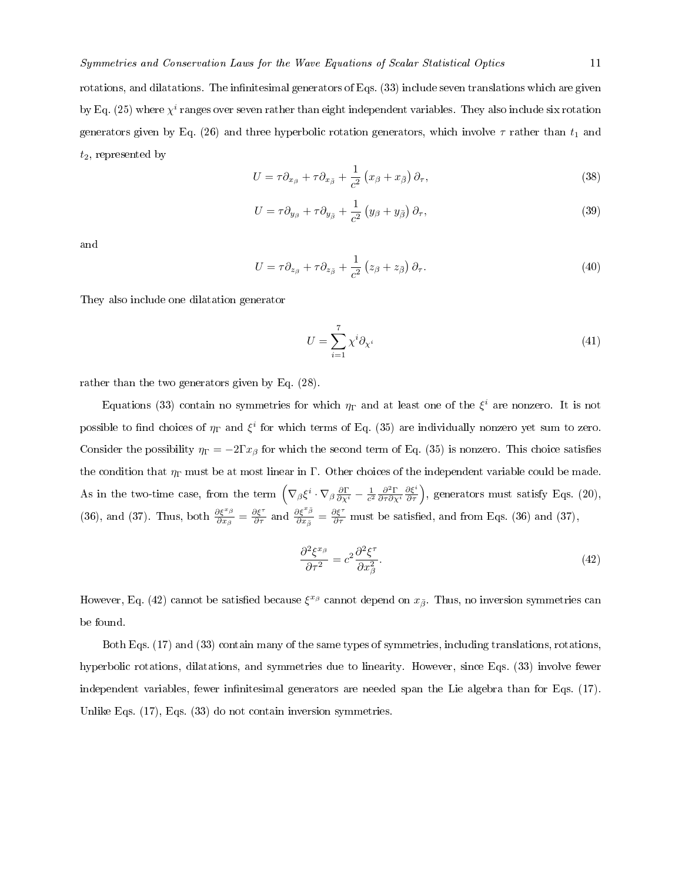rotations, and dilatations. The infinitesimal generators of Eqs. (33) include seven translations which are given by Eq. (25) where $\chi^i$ ranges over seven rather than eight independent variables. They also include six rotation generators given by Eq. (26) and three hyperbolic rotation generators, which involve $\tau$ rather than $t_1$ and $t_2$, represented by

$$U = \tau\partial_{x_\beta} + \tau\partial_{x_{\bar{\beta}}} + \frac{1}{c^2}\left(x_\beta + x_{\bar{\beta}}\right)\partial_\tau, \tag{38}$$

$$U = \tau\partial_{y_\beta} + \tau\partial_{y_{\bar{\beta}}} + \frac{1}{c^2}\left(y_\beta + y_{\bar{\beta}}\right)\partial_\tau, \tag{39}$$

and

$$U = \tau\partial_{z_\beta} + \tau\partial_{z_{\bar{\beta}}} + \frac{1}{c^2}\left(z_\beta + z_{\bar{\beta}}\right)\partial_\tau. \tag{40}$$

They also include one dilatation generator

$$U = \sum_{i=1}^{7} \chi^i \partial_{\chi^i} \tag{41}$$

rather than the two generators given by Eq. (28).

Equations (33) contain no symmetries for which $\eta_\Gamma$ and at least one of the $\xi^i$ are nonzero. It is not possible to find choices of $\eta_\Gamma$ and $\xi^i$ for which terms of Eq. (35) are individually nonzero yet sum to zero. Consider the possibility $\eta_\Gamma = -2\Gamma x_\beta$ for which the second term of Eq. (35) is nonzero. This choice satisfies the condition that $\eta_\Gamma$ must be at most linear in $\Gamma$. Other choices of the independent variable could be made. As in the two-time case, from the term $\left(\nabla_\beta \xi^i \cdot \nabla_\beta \frac{\partial \Gamma}{\partial \chi^i} - \frac{1}{c^2}\frac{\partial^2 \Gamma}{\partial \tau \partial \chi^i}\frac{\partial \xi^i}{\partial \tau}\right)$, generators must satisfy Eqs. (20), (36), and (37). Thus, both $\frac{\partial \xi^{x_\beta}}{\partial x_\beta} = \frac{\partial \xi^\tau}{\partial \tau}$ and $\frac{\partial \xi^{x_{\bar{\beta}}}}{\partial x_{\bar{\beta}}} = \frac{\partial \xi^\tau}{\partial \tau}$ must be satisfied, and from Eqs. (36) and (37),

$$\frac{\partial^2 \xi^{x_\beta}}{\partial \tau^2} = c^2 \frac{\partial^2 \xi^\tau}{\partial x_\beta^2}. \tag{42}$$

However, Eq. (42) cannot be satisfied because $\xi^{x_\beta}$ cannot depend on $x_{\bar{\beta}}$. Thus, no inversion symmetries can be found.

Both Eqs. (17) and (33) contain many of the same types of symmetries, including translations, rotations, hyperbolic rotations, dilatations, and symmetries due to linearity. However, since Eqs. (33) involve fewer independent variables, fewer infinitesimal generators are needed span the Lie algebra than for Eqs. (17). Unlike Eqs. (17), Eqs. (33) do not contain inversion symmetries.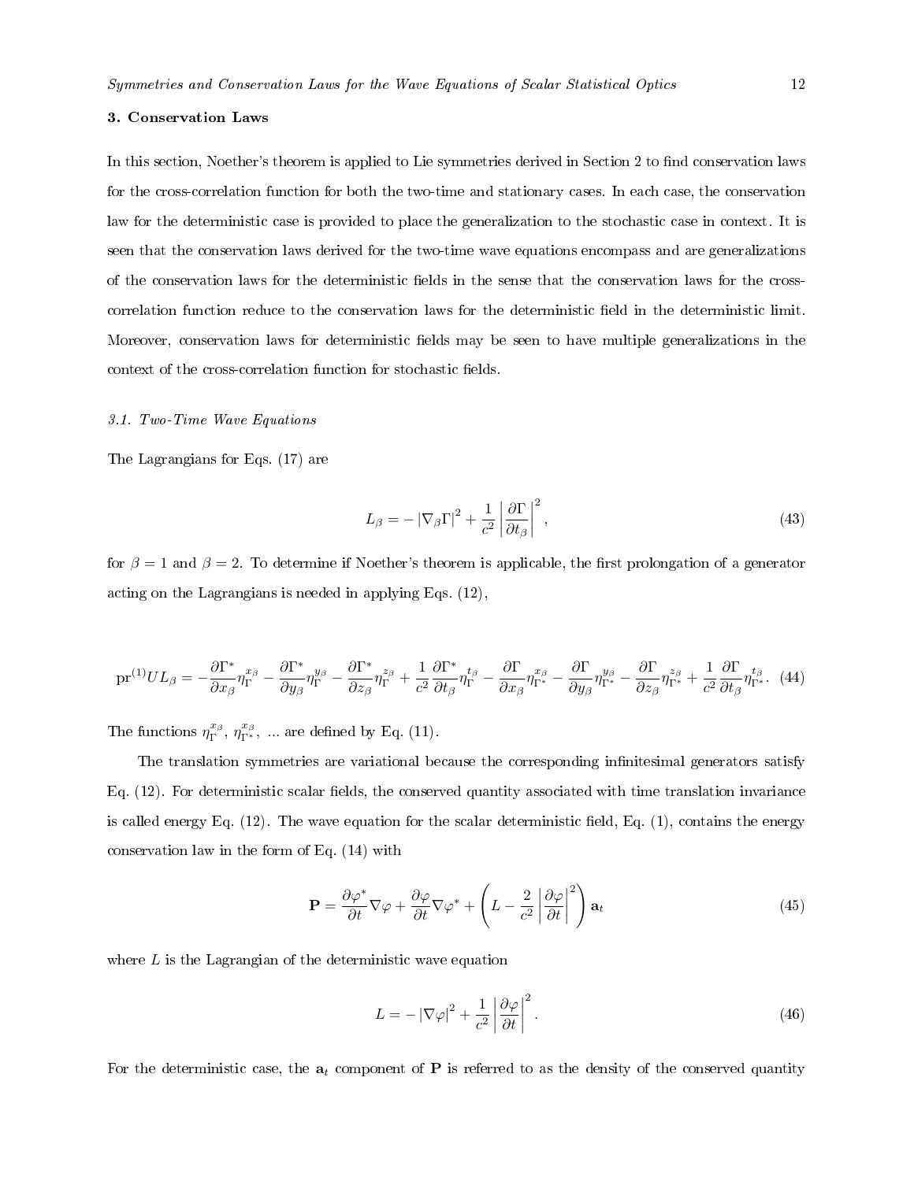## 3. Conservation Laws

In this section, Noether's theorem is applied to Lie symmetries derived in Section 2 to find conservation laws for the cross-correlation function for both the two-time and stationary cases. In each case, the conservation law for the deterministic case is provided to place the generalization to the stochastic case in context. It is seen that the conservation laws derived for the two-time wave equations encompass and are generalizations of the conservation laws for the deterministic fields in the sense that the conservation laws for the cross-correlation function reduce to the conservation laws for the deterministic field in the deterministic limit. Moreover, conservation laws for deterministic fields may be seen to have multiple generalizations in the context of the cross-correlation function for stochastic fields.

### *3.1. Two-Time Wave Equations*

The Lagrangians for Eqs. (17) are

$$L_\beta = - \left| \nabla_\beta \Gamma \right|^2 + \frac{1}{c^2} \left| \frac{\partial \Gamma}{\partial t_\beta} \right|^2 , \tag{43}$$

for $\beta = 1$ and $\beta = 2$. To determine if Noether's theorem is applicable, the first prolongation of a generator acting on the Lagrangians is needed in applying Eqs. (12),

$$\mathrm{pr}^{(1)} U L_\beta = -\frac{\partial \Gamma^*}{\partial x_\beta} \eta_\Gamma^{x_\beta} - \frac{\partial \Gamma^*}{\partial y_\beta} \eta_\Gamma^{y_\beta} - \frac{\partial \Gamma^*}{\partial z_\beta} \eta_\Gamma^{z_\beta} + \frac{1}{c^2} \frac{\partial \Gamma^*}{\partial t_\beta} \eta_\Gamma^{t_\beta} - \frac{\partial \Gamma}{\partial x_\beta} \eta_{\Gamma^*}^{x_\beta} - \frac{\partial \Gamma}{\partial y_\beta} \eta_{\Gamma^*}^{y_\beta} - \frac{\partial \Gamma}{\partial z_\beta} \eta_{\Gamma^*}^{z_\beta} + \frac{1}{c^2} \frac{\partial \Gamma}{\partial t_\beta} \eta_{\Gamma^*}^{t_\beta} . \tag{44}$$

The functions $\eta_\Gamma^{x_\beta}$, $\eta_{\Gamma^*}^{x_\beta}$, ... are defined by Eq. (11).

The translation symmetries are variational because the corresponding infinitesimal generators satisfy Eq. (12). For deterministic scalar fields, the conserved quantity associated with time translation invariance is called energy Eq. (12). The wave equation for the scalar deterministic field, Eq. (1), contains the energy conservation law in the form of Eq. (14) with

$$\mathbf{P} = \frac{\partial \varphi^*}{\partial t} \nabla \varphi + \frac{\partial \varphi}{\partial t} \nabla \varphi^* + \left( L - \frac{2}{c^2} \left| \frac{\partial \varphi}{\partial t} \right|^2 \right) \mathbf{a}_t \tag{45}$$

where $L$ is the Lagrangian of the deterministic wave equation

$$L = - \left| \nabla \varphi \right|^2 + \frac{1}{c^2} \left| \frac{\partial \varphi}{\partial t} \right|^2 . \tag{46}$$

For the deterministic case, the $\mathbf{a}_t$ component of $\mathbf{P}$ is referred to as the density of the conserved quantity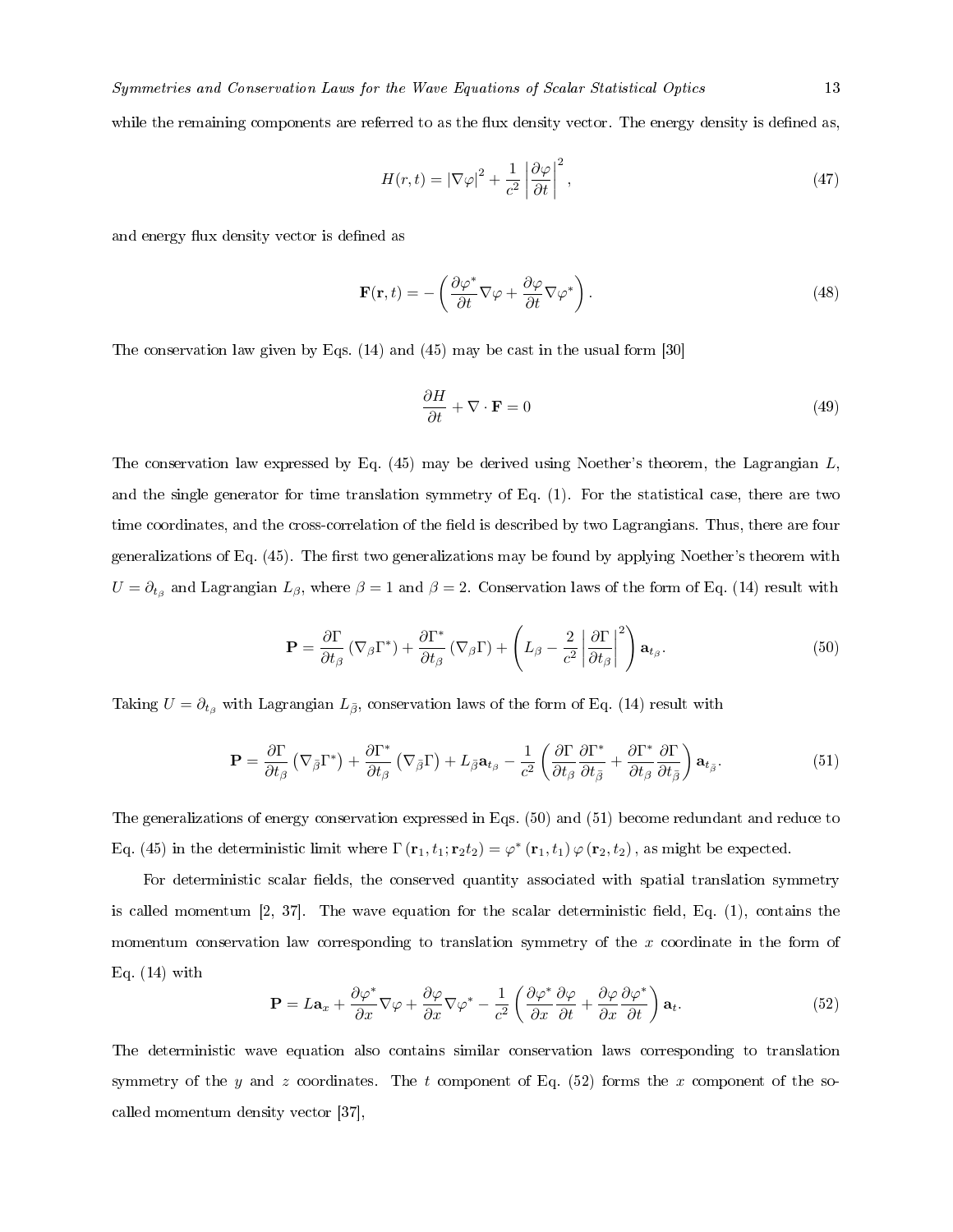while the remaining components are referred to as the flux density vector. The energy density is defined as,

$$H(r,t) = |\nabla\varphi|^2 + \frac{1}{c^2}\left|\frac{\partial\varphi}{\partial t}\right|^2, \tag{47}$$

and energy flux density vector is defined as

$$\mathbf{F}(\mathbf{r},t) = -\left(\frac{\partial\varphi^*}{\partial t}\nabla\varphi + \frac{\partial\varphi}{\partial t}\nabla\varphi^*\right). \tag{48}$$

The conservation law given by Eqs. (14) and (45) may be cast in the usual form [30]

$$\frac{\partial H}{\partial t} + \nabla\cdot\mathbf{F} = 0 \tag{49}$$

The conservation law expressed by Eq. (45) may be derived using Noether's theorem, the Lagrangian $L$, and the single generator for time translation symmetry of Eq. (1). For the statistical case, there are two time coordinates, and the cross-correlation of the field is described by two Lagrangians. Thus, there are four generalizations of Eq. (45). The first two generalizations may be found by applying Noether's theorem with $U = \partial_{t_\beta}$ and Lagrangian $L_\beta$, where $\beta = 1$ and $\beta = 2$. Conservation laws of the form of Eq. (14) result with

$$\mathbf{P} = \frac{\partial\Gamma}{\partial t_\beta}\left(\nabla_\beta\Gamma^*\right) + \frac{\partial\Gamma^*}{\partial t_\beta}\left(\nabla_\beta\Gamma\right) + \left(L_\beta - \frac{2}{c^2}\left|\frac{\partial\Gamma}{\partial t_\beta}\right|^2\right)\mathbf{a}_{t_\beta}. \tag{50}$$

Taking $U = \partial_{t_\beta}$ with Lagrangian $L_{\bar{\beta}}$, conservation laws of the form of Eq. (14) result with

$$\mathbf{P} = \frac{\partial\Gamma}{\partial t_\beta}\left(\nabla_{\bar{\beta}}\Gamma^*\right) + \frac{\partial\Gamma^*}{\partial t_\beta}\left(\nabla_{\bar{\beta}}\Gamma\right) + L_{\bar{\beta}}\mathbf{a}_{t_\beta} - \frac{1}{c^2}\left(\frac{\partial\Gamma}{\partial t_\beta}\frac{\partial\Gamma^*}{\partial t_{\bar{\beta}}} + \frac{\partial\Gamma^*}{\partial t_\beta}\frac{\partial\Gamma}{\partial t_{\bar{\beta}}}\right)\mathbf{a}_{t_{\bar{\beta}}}. \tag{51}$$

The generalizations of energy conservation expressed in Eqs. (50) and (51) become redundant and reduce to Eq. (45) in the deterministic limit where $\Gamma(\mathbf{r}_1, t_1; \mathbf{r}_2 t_2) = \varphi^*(\mathbf{r}_1, t_1)\,\varphi(\mathbf{r}_2, t_2)$, as might be expected.

For deterministic scalar fields, the conserved quantity associated with spatial translation symmetry is called momentum [2, 37]. The wave equation for the scalar deterministic field, Eq. (1), contains the momentum conservation law corresponding to translation symmetry of the $x$ coordinate in the form of Eq. (14) with

$$\mathbf{P} = L\mathbf{a}_x + \frac{\partial\varphi^*}{\partial x}\nabla\varphi + \frac{\partial\varphi}{\partial x}\nabla\varphi^* - \frac{1}{c^2}\left(\frac{\partial\varphi^*}{\partial x}\frac{\partial\varphi}{\partial t} + \frac{\partial\varphi}{\partial x}\frac{\partial\varphi^*}{\partial t}\right)\mathbf{a}_t. \tag{52}$$

The deterministic wave equation also contains similar conservation laws corresponding to translation symmetry of the $y$ and $z$ coordinates. The $t$ component of Eq. (52) forms the $x$ component of the so-called momentum density vector [37],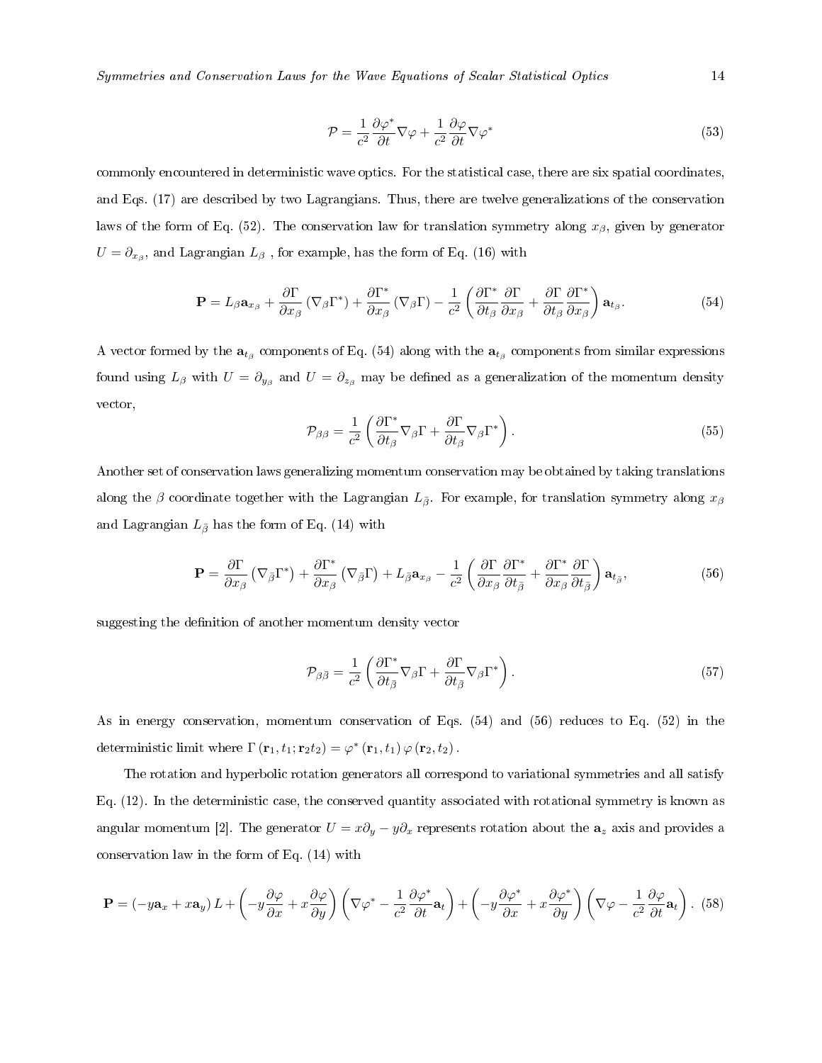$$
\mathcal{P} = \frac{1}{c^2}\frac{\partial \varphi^*}{\partial t}\nabla\varphi + \frac{1}{c^2}\frac{\partial \varphi}{\partial t}\nabla\varphi^* \tag{53}
$$

commonly encountered in deterministic wave optics. For the statistical case, there are six spatial coordinates, and Eqs. (17) are described by two Lagrangians. Thus, there are twelve generalizations of the conservation laws of the form of Eq. (52). The conservation law for translation symmetry along $x_\beta$, given by generator $U = \partial_{x_\beta}$, and Lagrangian $L_\beta$ , for example, has the form of Eq. (16) with

$$
\mathbf{P} = L_\beta \mathbf{a}_{x_\beta} + \frac{\partial \Gamma}{\partial x_\beta}\left(\nabla_\beta \Gamma^*\right) + \frac{\partial \Gamma^*}{\partial x_\beta}\left(\nabla_\beta \Gamma\right) - \frac{1}{c^2}\left(\frac{\partial \Gamma^*}{\partial t_\beta}\frac{\partial \Gamma}{\partial x_\beta} + \frac{\partial \Gamma}{\partial t_\beta}\frac{\partial \Gamma^*}{\partial x_\beta}\right)\mathbf{a}_{t_\beta}. \tag{54}
$$

A vector formed by the $\mathbf{a}_{t_\beta}$ components of Eq. (54) along with the $\mathbf{a}_{t_\beta}$ components from similar expressions found using $L_\beta$ with $U = \partial_{y_\beta}$ and $U = \partial_{z_\beta}$ may be defined as a generalization of the momentum density vector,

$$
\mathcal{P}_{\beta\beta} = \frac{1}{c^2}\left(\frac{\partial \Gamma^*}{\partial t_\beta}\nabla_\beta \Gamma + \frac{\partial \Gamma}{\partial t_\beta}\nabla_\beta \Gamma^*\right). \tag{55}
$$

Another set of conservation laws generalizing momentum conservation may be obtained by taking translations along the $\beta$ coordinate together with the Lagrangian $L_{\bar\beta}$. For example, for translation symmetry along $x_\beta$ and Lagrangian $L_{\bar\beta}$ has the form of Eq. (14) with

$$
\mathbf{P} = \frac{\partial \Gamma}{\partial x_\beta}\left(\nabla_{\bar\beta} \Gamma^*\right) + \frac{\partial \Gamma^*}{\partial x_\beta}\left(\nabla_{\bar\beta} \Gamma\right) + L_{\bar\beta}\mathbf{a}_{x_\beta} - \frac{1}{c^2}\left(\frac{\partial \Gamma}{\partial x_\beta}\frac{\partial \Gamma^*}{\partial t_{\bar\beta}} + \frac{\partial \Gamma^*}{\partial x_\beta}\frac{\partial \Gamma}{\partial t_{\bar\beta}}\right)\mathbf{a}_{t_{\bar\beta}}, \tag{56}
$$

suggesting the definition of another momentum density vector

$$
\mathcal{P}_{\beta\bar\beta} = \frac{1}{c^2}\left(\frac{\partial \Gamma^*}{\partial t_{\bar\beta}}\nabla_\beta \Gamma + \frac{\partial \Gamma}{\partial t_{\bar\beta}}\nabla_\beta \Gamma^*\right). \tag{57}
$$

As in energy conservation, momentum conservation of Eqs. (54) and (56) reduces to Eq. (52) in the deterministic limit where $\Gamma\left(\mathbf{r}_1, t_1; \mathbf{r}_2 t_2\right) = \varphi^*\left(\mathbf{r}_1, t_1\right)\varphi\left(\mathbf{r}_2, t_2\right)$.

The rotation and hyperbolic rotation generators all correspond to variational symmetries and all satisfy Eq. (12). In the deterministic case, the conserved quantity associated with rotational symmetry is known as angular momentum [2]. The generator $U = x\partial_y - y\partial_x$ represents rotation about the $\mathbf{a}_z$ axis and provides a conservation law in the form of Eq. (14) with

$$
\mathbf{P} = \left(-y\mathbf{a}_x + x\mathbf{a}_y\right)L + \left(-y\frac{\partial \varphi}{\partial x} + x\frac{\partial \varphi}{\partial y}\right)\left(\nabla\varphi^* - \frac{1}{c^2}\frac{\partial \varphi^*}{\partial t}\mathbf{a}_t\right) + \left(-y\frac{\partial \varphi^*}{\partial x} + x\frac{\partial \varphi^*}{\partial y}\right)\left(\nabla\varphi - \frac{1}{c^2}\frac{\partial \varphi}{\partial t}\mathbf{a}_t\right). \tag{58}
$$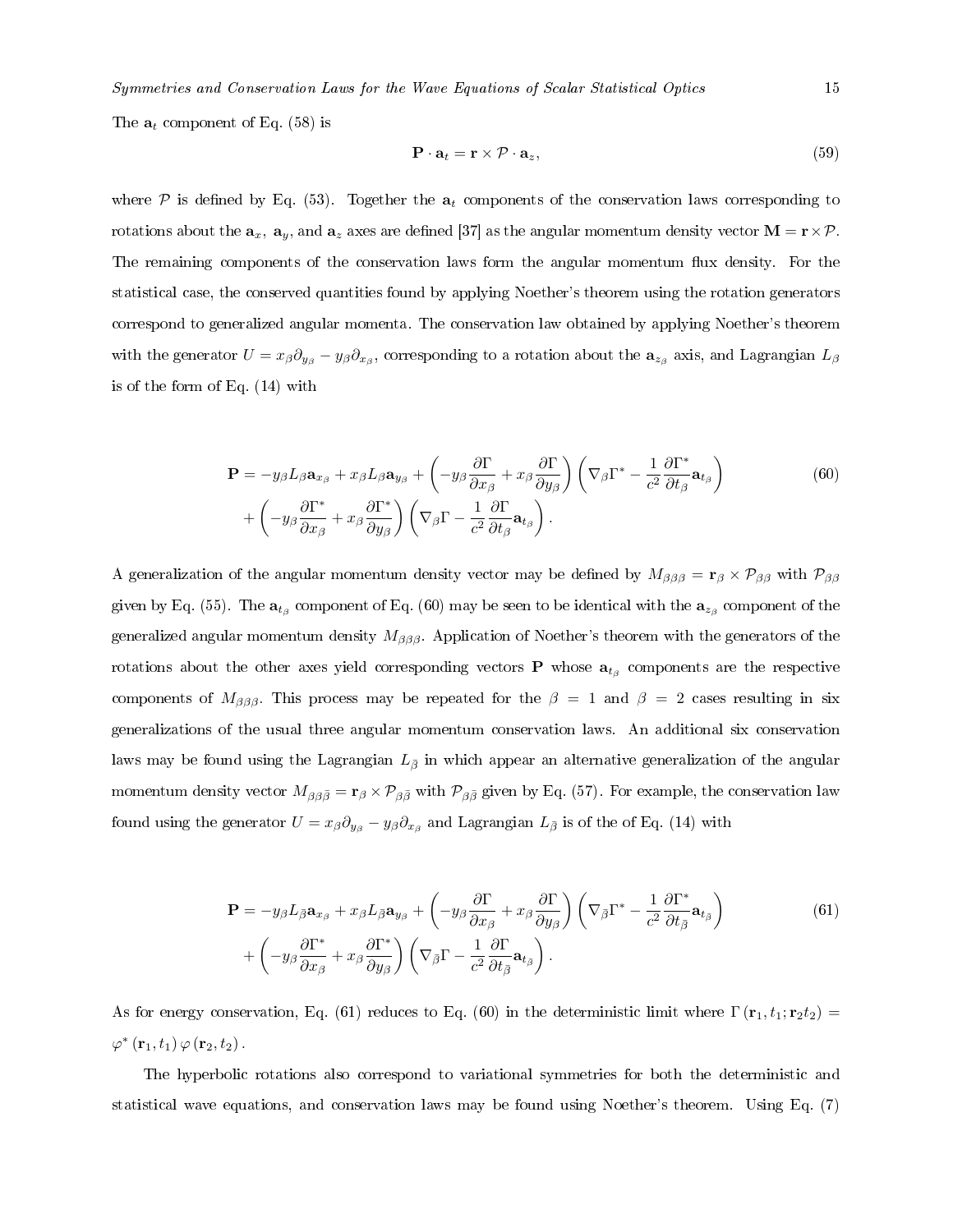The $\mathbf{a}_t$ component of Eq. (58) is

$$\mathbf{P} \cdot \mathbf{a}_t = \mathbf{r} \times \mathcal{P} \cdot \mathbf{a}_z, \tag{59}$$

where $\mathcal{P}$ is defined by Eq. (53). Together the $\mathbf{a}_t$ components of the conservation laws corresponding to rotations about the $\mathbf{a}_x$, $\mathbf{a}_y$, and $\mathbf{a}_z$ axes are defined [37] as the angular momentum density vector $\mathbf{M} = \mathbf{r} \times \mathcal{P}$. The remaining components of the conservation laws form the angular momentum flux density. For the statistical case, the conserved quantities found by applying Noether's theorem using the rotation generators correspond to generalized angular momenta. The conservation law obtained by applying Noether's theorem with the generator $U = x_\beta \partial_{y_\beta} - y_\beta \partial_{x_\beta}$, corresponding to a rotation about the $\mathbf{a}_{z_\beta}$ axis, and Lagrangian $L_\beta$ is of the form of Eq. (14) with

$$\begin{aligned}
\mathbf{P} = {} & -y_\beta L_\beta \mathbf{a}_{x_\beta} + x_\beta L_\beta \mathbf{a}_{y_\beta} + \left( -y_\beta \frac{\partial \Gamma}{\partial x_\beta} + x_\beta \frac{\partial \Gamma}{\partial y_\beta} \right) \left( \nabla_\beta \Gamma^* - \frac{1}{c^2} \frac{\partial \Gamma^*}{\partial t_\beta} \mathbf{a}_{t_\beta} \right) \\
& + \left( -y_\beta \frac{\partial \Gamma^*}{\partial x_\beta} + x_\beta \frac{\partial \Gamma^*}{\partial y_\beta} \right) \left( \nabla_\beta \Gamma - \frac{1}{c^2} \frac{\partial \Gamma}{\partial t_\beta} \mathbf{a}_{t_\beta} \right).
\end{aligned} \tag{60}$$

A generalization of the angular momentum density vector may be defined by $M_{\beta\beta\beta} = \mathbf{r}_\beta \times \mathcal{P}_{\beta\beta}$ with $\mathcal{P}_{\beta\beta}$ given by Eq. (55). The $\mathbf{a}_{t_\beta}$ component of Eq. (60) may be seen to be identical with the $\mathbf{a}_{z_\beta}$ component of the generalized angular momentum density $M_{\beta\beta\beta}$. Application of Noether's theorem with the generators of the rotations about the other axes yield corresponding vectors $\mathbf{P}$ whose $\mathbf{a}_{t_\beta}$ components are the respective components of $M_{\beta\beta\beta}$. This process may be repeated for the $\beta = 1$ and $\beta = 2$ cases resulting in six generalizations of the usual three angular momentum conservation laws. An additional six conservation laws may be found using the Lagrangian $L_{\bar{\beta}}$ in which appear an alternative generalization of the angular momentum density vector $M_{\beta\beta\bar{\beta}} = \mathbf{r}_\beta \times \mathcal{P}_{\beta\bar{\beta}}$ with $\mathcal{P}_{\beta\bar{\beta}}$ given by Eq. (57). For example, the conservation law found using the generator $U = x_\beta \partial_{y_\beta} - y_\beta \partial_{x_\beta}$ and Lagrangian $L_{\bar{\beta}}$ is of the of Eq. (14) with

$$\begin{aligned}
\mathbf{P} = {} & -y_\beta L_{\bar{\beta}} \mathbf{a}_{x_\beta} + x_\beta L_{\bar{\beta}} \mathbf{a}_{y_\beta} + \left( -y_\beta \frac{\partial \Gamma}{\partial x_\beta} + x_\beta \frac{\partial \Gamma}{\partial y_\beta} \right) \left( \nabla_{\bar{\beta}} \Gamma^* - \frac{1}{c^2} \frac{\partial \Gamma^*}{\partial t_{\bar{\beta}}} \mathbf{a}_{t_\beta} \right) \\
& + \left( -y_\beta \frac{\partial \Gamma^*}{\partial x_\beta} + x_\beta \frac{\partial \Gamma^*}{\partial y_\beta} \right) \left( \nabla_{\bar{\beta}} \Gamma - \frac{1}{c^2} \frac{\partial \Gamma}{\partial t_{\bar{\beta}}} \mathbf{a}_{t_\beta} \right).
\end{aligned} \tag{61}$$

As for energy conservation, Eq. (61) reduces to Eq. (60) in the deterministic limit where $\Gamma(\mathbf{r}_1, t_1; \mathbf{r}_2 t_2) = \varphi^*(\mathbf{r}_1, t_1)\, \varphi(\mathbf{r}_2, t_2)$.

The hyperbolic rotations also correspond to variational symmetries for both the deterministic and statistical wave equations, and conservation laws may be found using Noether's theorem. Using Eq. (7)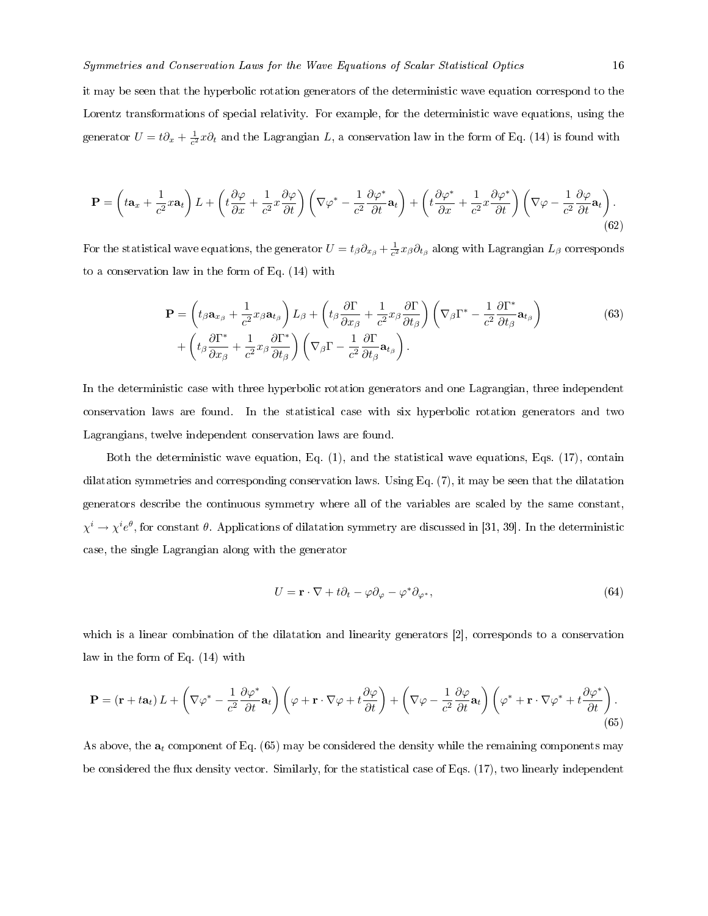it may be seen that the hyperbolic rotation generators of the deterministic wave equation correspond to the Lorentz transformations of special relativity. For example, for the deterministic wave equations, using the generator $U = t\partial_x + \frac{1}{c^2}x\partial_t$ and the Lagrangian $L$, a conservation law in the form of Eq. (14) is found with

$$\mathbf{P} = \left(t\mathbf{a}_x + \frac{1}{c^2}x\mathbf{a}_t\right)L + \left(t\frac{\partial\varphi}{\partial x} + \frac{1}{c^2}x\frac{\partial\varphi}{\partial t}\right)\left(\nabla\varphi^* - \frac{1}{c^2}\frac{\partial\varphi^*}{\partial t}\mathbf{a}_t\right) + \left(t\frac{\partial\varphi^*}{\partial x} + \frac{1}{c^2}x\frac{\partial\varphi^*}{\partial t}\right)\left(\nabla\varphi - \frac{1}{c^2}\frac{\partial\varphi}{\partial t}\mathbf{a}_t\right). \tag{62}$$

For the statistical wave equations, the generator $U = t_\beta\partial_{x_\beta} + \frac{1}{c^2}x_\beta\partial_{t_\beta}$ along with Lagrangian $L_\beta$ corresponds to a conservation law in the form of Eq. (14) with

$$\begin{aligned}\mathbf{P} = &\left(t_\beta\mathbf{a}_{x_\beta} + \frac{1}{c^2}x_\beta\mathbf{a}_{t_\beta}\right)L_\beta + \left(t_\beta\frac{\partial\Gamma}{\partial x_\beta} + \frac{1}{c^2}x_\beta\frac{\partial\Gamma}{\partial t_\beta}\right)\left(\nabla_\beta\Gamma^* - \frac{1}{c^2}\frac{\partial\Gamma^*}{\partial t_\beta}\mathbf{a}_{t_\beta}\right) \\ &+ \left(t_\beta\frac{\partial\Gamma^*}{\partial x_\beta} + \frac{1}{c^2}x_\beta\frac{\partial\Gamma^*}{\partial t_\beta}\right)\left(\nabla_\beta\Gamma - \frac{1}{c^2}\frac{\partial\Gamma}{\partial t_\beta}\mathbf{a}_{t_\beta}\right).\end{aligned} \tag{63}$$

In the deterministic case with three hyperbolic rotation generators and one Lagrangian, three independent conservation laws are found. In the statistical case with six hyperbolic rotation generators and two Lagrangians, twelve independent conservation laws are found.

Both the deterministic wave equation, Eq. (1), and the statistical wave equations, Eqs. (17), contain dilatation symmetries and corresponding conservation laws. Using Eq. (7), it may be seen that the dilatation generators describe the continuous symmetry where all of the variables are scaled by the same constant, $\chi^i \to \chi^i e^\theta$, for constant $\theta$. Applications of dilatation symmetry are discussed in [31, 39]. In the deterministic case, the single Lagrangian along with the generator

$$U = \mathbf{r}\cdot\nabla + t\partial_t - \varphi\partial_\varphi - \varphi^*\partial_{\varphi^*}, \tag{64}$$

which is a linear combination of the dilatation and linearity generators [2], corresponds to a conservation law in the form of Eq. (14) with

$$\mathbf{P} = (\mathbf{r} + t\mathbf{a}_t)L + \left(\nabla\varphi^* - \frac{1}{c^2}\frac{\partial\varphi^*}{\partial t}\mathbf{a}_t\right)\left(\varphi + \mathbf{r}\cdot\nabla\varphi + t\frac{\partial\varphi}{\partial t}\right) + \left(\nabla\varphi - \frac{1}{c^2}\frac{\partial\varphi}{\partial t}\mathbf{a}_t\right)\left(\varphi^* + \mathbf{r}\cdot\nabla\varphi^* + t\frac{\partial\varphi^*}{\partial t}\right). \tag{65}$$

As above, the $\mathbf{a}_t$ component of Eq. (65) may be considered the density while the remaining components may be considered the flux density vector. Similarly, for the statistical case of Eqs. (17), two linearly independent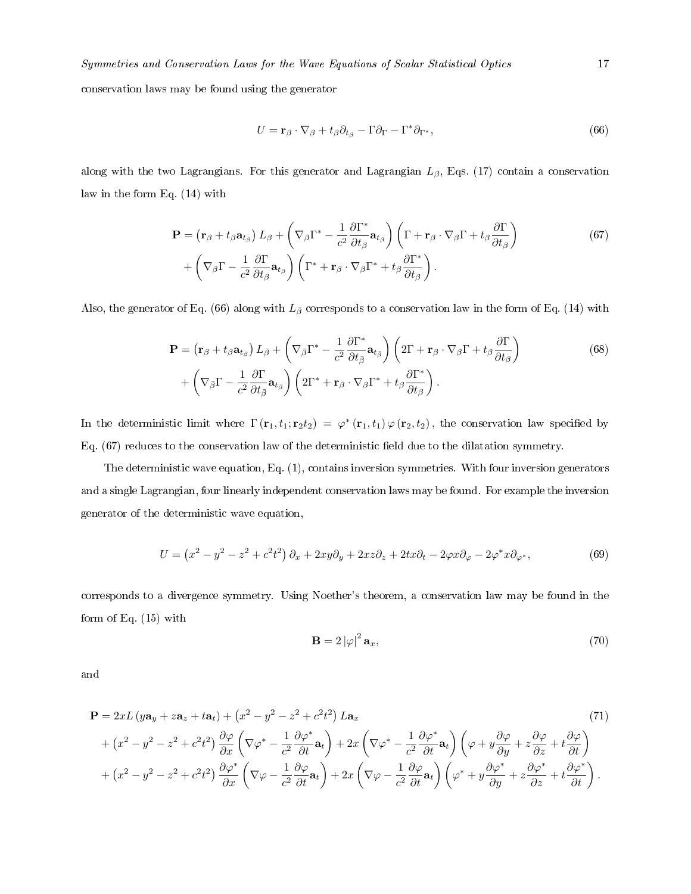conservation laws may be found using the generator

$$U = \mathbf{r}_\beta \cdot \nabla_\beta + t_\beta \partial_{t_\beta} - \Gamma \partial_\Gamma - \Gamma^* \partial_{\Gamma^*}, \tag{66}$$

along with the two Lagrangians. For this generator and Lagrangian $L_\beta$, Eqs. (17) contain a conservation law in the form Eq. (14) with

$$\begin{aligned}\mathbf{P} = &\left(\mathbf{r}_\beta + t_\beta \mathbf{a}_{t_\beta}\right) L_\beta + \left(\nabla_\beta \Gamma^* - \frac{1}{c^2}\frac{\partial \Gamma^*}{\partial t_\beta}\mathbf{a}_{t_\beta}\right)\left(\Gamma + \mathbf{r}_\beta \cdot \nabla_\beta \Gamma + t_\beta \frac{\partial \Gamma}{\partial t_\beta}\right) \\ &+ \left(\nabla_\beta \Gamma - \frac{1}{c^2}\frac{\partial \Gamma}{\partial t_\beta}\mathbf{a}_{t_\beta}\right)\left(\Gamma^* + \mathbf{r}_\beta \cdot \nabla_\beta \Gamma^* + t_\beta \frac{\partial \Gamma^*}{\partial t_\beta}\right).\end{aligned} \tag{67}$$

Also, the generator of Eq. (66) along with $L_{\bar{\beta}}$ corresponds to a conservation law in the form of Eq. (14) with

$$\begin{aligned}\mathbf{P} = &\left(\mathbf{r}_\beta + t_\beta \mathbf{a}_{t_\beta}\right) L_{\bar{\beta}} + \left(\nabla_{\bar{\beta}} \Gamma^* - \frac{1}{c^2}\frac{\partial \Gamma^*}{\partial t_{\bar{\beta}}}\mathbf{a}_{t_{\bar{\beta}}}\right)\left(2\Gamma + \mathbf{r}_\beta \cdot \nabla_\beta \Gamma + t_\beta \frac{\partial \Gamma}{\partial t_\beta}\right) \\ &+ \left(\nabla_{\bar{\beta}} \Gamma - \frac{1}{c^2}\frac{\partial \Gamma}{\partial t_{\bar{\beta}}}\mathbf{a}_{t_{\bar{\beta}}}\right)\left(2\Gamma^* + \mathbf{r}_\beta \cdot \nabla_\beta \Gamma^* + t_\beta \frac{\partial \Gamma^*}{\partial t_\beta}\right).\end{aligned} \tag{68}$$

In the deterministic limit where $\Gamma(\mathbf{r}_1, t_1; \mathbf{r}_2 t_2) = \varphi^*(\mathbf{r}_1, t_1)\,\varphi(\mathbf{r}_2, t_2)$, the conservation law specified by Eq. (67) reduces to the conservation law of the deterministic field due to the dilatation symmetry.

The deterministic wave equation, Eq. (1), contains inversion symmetries. With four inversion generators and a single Lagrangian, four linearly independent conservation laws may be found. For example the inversion generator of the deterministic wave equation,

$$U = \left(x^2 - y^2 - z^2 + c^2 t^2\right)\partial_x + 2xy\partial_y + 2xz\partial_z + 2tx\partial_t - 2\varphi x \partial_\varphi - 2\varphi^* x \partial_{\varphi^*}, \tag{69}$$

corresponds to a divergence symmetry. Using Noether's theorem, a conservation law may be found in the form of Eq. (15) with

$$\mathbf{B} = 2\left|\varphi\right|^2 \mathbf{a}_x, \tag{70}$$

and

$$\begin{aligned}\mathbf{P} = &\, 2xL\left(y\mathbf{a}_y + z\mathbf{a}_z + t\mathbf{a}_t\right) + \left(x^2 - y^2 - z^2 + c^2t^2\right) L\mathbf{a}_x \\ &+ \left(x^2 - y^2 - z^2 + c^2t^2\right)\frac{\partial \varphi}{\partial x}\left(\nabla\varphi^* - \frac{1}{c^2}\frac{\partial \varphi^*}{\partial t}\mathbf{a}_t\right) + 2x\left(\nabla\varphi^* - \frac{1}{c^2}\frac{\partial \varphi^*}{\partial t}\mathbf{a}_t\right)\left(\varphi + y\frac{\partial \varphi}{\partial y} + z\frac{\partial \varphi}{\partial z} + t\frac{\partial \varphi}{\partial t}\right) \\ &+ \left(x^2 - y^2 - z^2 + c^2t^2\right)\frac{\partial \varphi^*}{\partial x}\left(\nabla\varphi - \frac{1}{c^2}\frac{\partial \varphi}{\partial t}\mathbf{a}_t\right) + 2x\left(\nabla\varphi - \frac{1}{c^2}\frac{\partial \varphi}{\partial t}\mathbf{a}_t\right)\left(\varphi^* + y\frac{\partial \varphi^*}{\partial y} + z\frac{\partial \varphi^*}{\partial z} + t\frac{\partial \varphi^*}{\partial t}\right).\end{aligned} \tag{71}$$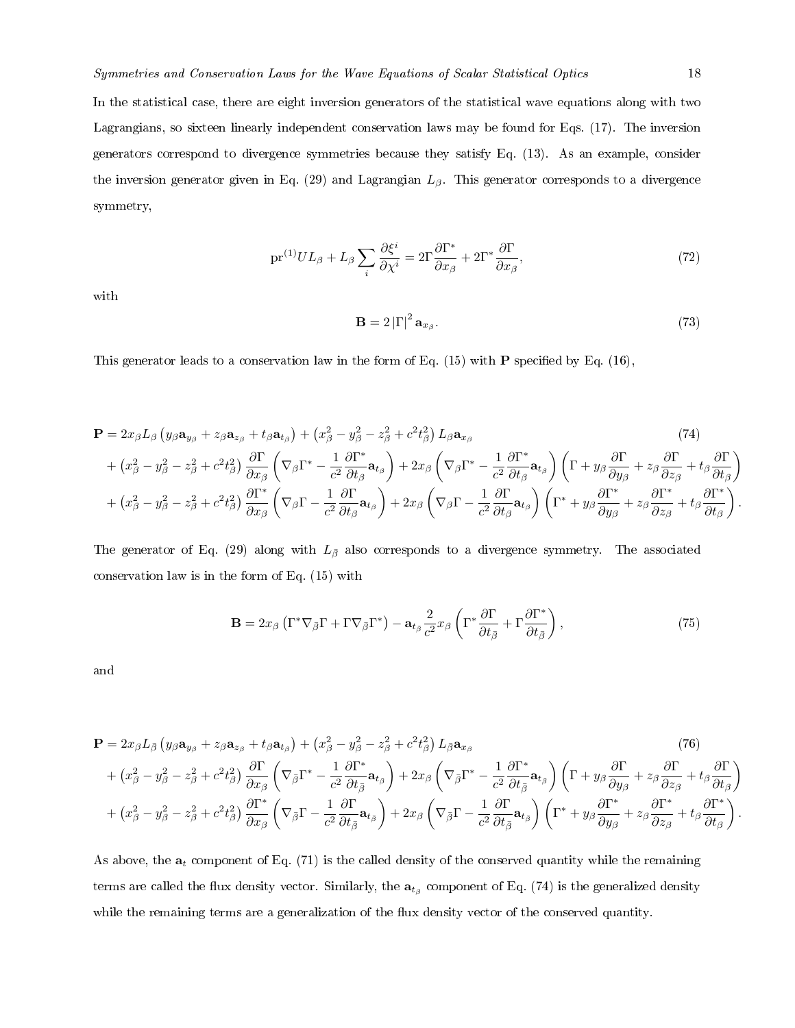In the statistical case, there are eight inversion generators of the statistical wave equations along with two Lagrangians, so sixteen linearly independent conservation laws may be found for Eqs. (17). The inversion generators correspond to divergence symmetries because they satisfy Eq. (13). As an example, consider the inversion generator given in Eq. (29) and Lagrangian $L_\beta$. This generator corresponds to a divergence symmetry,

$$\mathrm{pr}^{(1)}UL_\beta + L_\beta \sum_i \frac{\partial \xi^i}{\partial \chi^i} = 2\Gamma \frac{\partial \Gamma^*}{\partial x_\beta} + 2\Gamma^* \frac{\partial \Gamma}{\partial x_\beta}, \tag{72}$$

with

$$\mathbf{B} = 2\left|\Gamma\right|^2 \mathbf{a}_{x_\beta}. \tag{73}$$

This generator leads to a conservation law in the form of Eq. (15) with $\mathbf{P}$ specified by Eq. (16),

$$\begin{aligned}
\mathbf{P} &= 2x_\beta L_\beta \left(y_\beta \mathbf{a}_{y_\beta} + z_\beta \mathbf{a}_{z_\beta} + t_\beta \mathbf{a}_{t_\beta}\right) + \left(x_\beta^2 - y_\beta^2 - z_\beta^2 + c^2 t_\beta^2\right) L_\beta \mathbf{a}_{x_\beta} \\
&+ \left(x_\beta^2 - y_\beta^2 - z_\beta^2 + c^2 t_\beta^2\right) \frac{\partial \Gamma}{\partial x_\beta} \left(\nabla_\beta \Gamma^* - \frac{1}{c^2}\frac{\partial \Gamma^*}{\partial t_\beta}\mathbf{a}_{t_\beta}\right) + 2x_\beta \left(\nabla_\beta \Gamma^* - \frac{1}{c^2}\frac{\partial \Gamma^*}{\partial t_\beta}\mathbf{a}_{t_\beta}\right)\left(\Gamma + y_\beta \frac{\partial \Gamma}{\partial y_\beta} + z_\beta \frac{\partial \Gamma}{\partial z_\beta} + t_\beta \frac{\partial \Gamma}{\partial t_\beta}\right) \\
&+ \left(x_\beta^2 - y_\beta^2 - z_\beta^2 + c^2 t_\beta^2\right) \frac{\partial \Gamma^*}{\partial x_\beta} \left(\nabla_\beta \Gamma - \frac{1}{c^2}\frac{\partial \Gamma}{\partial t_\beta}\mathbf{a}_{t_\beta}\right) + 2x_\beta \left(\nabla_\beta \Gamma - \frac{1}{c^2}\frac{\partial \Gamma}{\partial t_\beta}\mathbf{a}_{t_\beta}\right)\left(\Gamma^* + y_\beta \frac{\partial \Gamma^*}{\partial y_\beta} + z_\beta \frac{\partial \Gamma^*}{\partial z_\beta} + t_\beta \frac{\partial \Gamma^*}{\partial t_\beta}\right).
\end{aligned} \tag{74}$$

The generator of Eq. (29) along with $L_{\bar\beta}$ also corresponds to a divergence symmetry. The associated conservation law is in the form of Eq. (15) with

$$\mathbf{B} = 2x_\beta \left(\Gamma^* \nabla_{\bar\beta}\Gamma + \Gamma \nabla_{\bar\beta}\Gamma^*\right) - \mathbf{a}_{t_\beta}\frac{2}{c^2}x_\beta \left(\Gamma^* \frac{\partial \Gamma}{\partial t_{\bar\beta}} + \Gamma \frac{\partial \Gamma^*}{\partial t_{\bar\beta}}\right), \tag{75}$$

and

$$\begin{aligned}
\mathbf{P} &= 2x_\beta L_{\bar\beta} \left(y_\beta \mathbf{a}_{y_\beta} + z_\beta \mathbf{a}_{z_\beta} + t_\beta \mathbf{a}_{t_\beta}\right) + \left(x_\beta^2 - y_\beta^2 - z_\beta^2 + c^2 t_\beta^2\right) L_{\bar\beta} \mathbf{a}_{x_\beta} \\
&+ \left(x_\beta^2 - y_\beta^2 - z_\beta^2 + c^2 t_\beta^2\right) \frac{\partial \Gamma}{\partial x_\beta} \left(\nabla_{\bar\beta} \Gamma^* - \frac{1}{c^2}\frac{\partial \Gamma^*}{\partial t_{\bar\beta}}\mathbf{a}_{t_\beta}\right) + 2x_\beta \left(\nabla_{\bar\beta} \Gamma^* - \frac{1}{c^2}\frac{\partial \Gamma^*}{\partial t_{\bar\beta}}\mathbf{a}_{t_\beta}\right)\left(\Gamma + y_\beta \frac{\partial \Gamma}{\partial y_\beta} + z_\beta \frac{\partial \Gamma}{\partial z_\beta} + t_\beta \frac{\partial \Gamma}{\partial t_\beta}\right) \\
&+ \left(x_\beta^2 - y_\beta^2 - z_\beta^2 + c^2 t_\beta^2\right) \frac{\partial \Gamma^*}{\partial x_\beta} \left(\nabla_{\bar\beta} \Gamma - \frac{1}{c^2}\frac{\partial \Gamma}{\partial t_{\bar\beta}}\mathbf{a}_{t_\beta}\right) + 2x_\beta \left(\nabla_{\bar\beta} \Gamma - \frac{1}{c^2}\frac{\partial \Gamma}{\partial t_{\bar\beta}}\mathbf{a}_{t_\beta}\right)\left(\Gamma^* + y_\beta \frac{\partial \Gamma^*}{\partial y_\beta} + z_\beta \frac{\partial \Gamma^*}{\partial z_\beta} + t_\beta \frac{\partial \Gamma^*}{\partial t_\beta}\right).
\end{aligned} \tag{76}$$

As above, the $\mathbf{a}_t$ component of Eq. (71) is the called density of the conserved quantity while the remaining terms are called the flux density vector. Similarly, the $\mathbf{a}_{t_\beta}$ component of Eq. (74) is the generalized density while the remaining terms are a generalization of the flux density vector of the conserved quantity.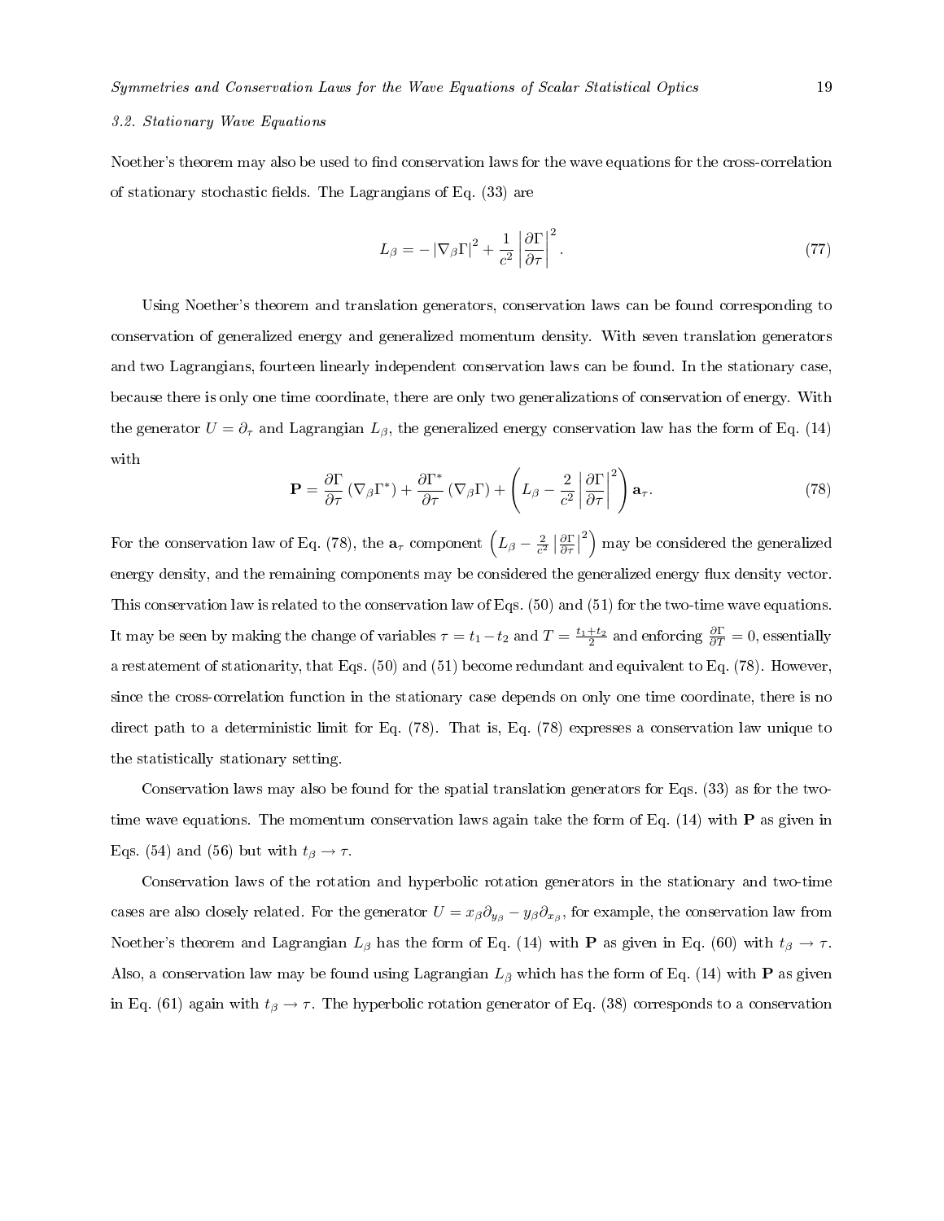### 3.2. Stationary Wave Equations

Noether's theorem may also be used to find conservation laws for the wave equations for the cross-correlation of stationary stochastic fields. The Lagrangians of Eq. (33) are

$$L_\beta = -\left|\nabla_\beta \Gamma\right|^2 + \frac{1}{c^2}\left|\frac{\partial \Gamma}{\partial \tau}\right|^2. \tag{77}$$

Using Noether's theorem and translation generators, conservation laws can be found corresponding to conservation of generalized energy and generalized momentum density. With seven translation generators and two Lagrangians, fourteen linearly independent conservation laws can be found. In the stationary case, because there is only one time coordinate, there are only two generalizations of conservation of energy. With the generator $U = \partial_\tau$ and Lagrangian $L_\beta$, the generalized energy conservation law has the form of Eq. (14) with

$$\mathbf{P} = \frac{\partial \Gamma}{\partial \tau}\left(\nabla_\beta \Gamma^*\right) + \frac{\partial \Gamma^*}{\partial \tau}\left(\nabla_\beta \Gamma\right) + \left(L_\beta - \frac{2}{c^2}\left|\frac{\partial \Gamma}{\partial \tau}\right|^2\right)\mathbf{a}_\tau. \tag{78}$$

For the conservation law of Eq. (78), the $\mathbf{a}_\tau$ component $\left(L_\beta - \frac{2}{c^2}\left|\frac{\partial \Gamma}{\partial \tau}\right|^2\right)$ may be considered the generalized energy density, and the remaining components may be considered the generalized energy flux density vector. This conservation law is related to the conservation law of Eqs. (50) and (51) for the two-time wave equations. It may be seen by making the change of variables $\tau = t_1 - t_2$ and $T = \frac{t_1+t_2}{2}$ and enforcing $\frac{\partial \Gamma}{\partial T} = 0$, essentially a restatement of stationarity, that Eqs. (50) and (51) become redundant and equivalent to Eq. (78). However, since the cross-correlation function in the stationary case depends on only one time coordinate, there is no direct path to a deterministic limit for Eq. (78). That is, Eq. (78) expresses a conservation law unique to the statistically stationary setting.

Conservation laws may also be found for the spatial translation generators for Eqs. (33) as for the two-time wave equations. The momentum conservation laws again take the form of Eq. (14) with $\mathbf{P}$ as given in Eqs. (54) and (56) but with $t_\beta \to \tau$.

Conservation laws of the rotation and hyperbolic rotation generators in the stationary and two-time cases are also closely related. For the generator $U = x_\beta \partial_{y_\beta} - y_\beta \partial_{x_\beta}$, for example, the conservation law from Noether's theorem and Lagrangian $L_\beta$ has the form of Eq. (14) with $\mathbf{P}$ as given in Eq. (60) with $t_\beta \to \tau$. Also, a conservation law may be found using Lagrangian $L_{\bar{\beta}}$ which has the form of Eq. (14) with $\mathbf{P}$ as given in Eq. (61) again with $t_\beta \to \tau$. The hyperbolic rotation generator of Eq. (38) corresponds to a conservation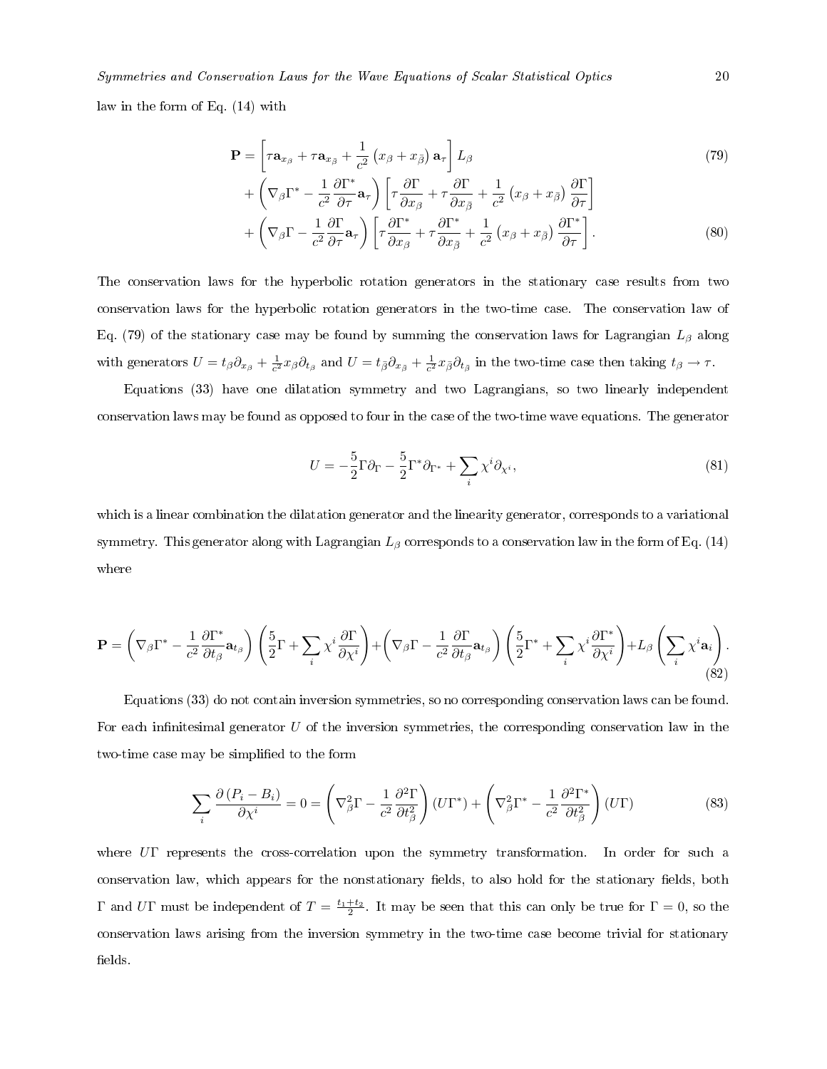law in the form of Eq. (14) with

$$
\begin{aligned}
\mathbf{P} &= \left[\tau \mathbf{a}_{x_\beta} + \tau \mathbf{a}_{x_{\bar\beta}} + \frac{1}{c^2}\left(x_\beta + x_{\bar\beta}\right)\mathbf{a}_\tau\right] L_\beta &(79)\\
&+ \left(\nabla_\beta \Gamma^* - \frac{1}{c^2}\frac{\partial \Gamma^*}{\partial \tau}\mathbf{a}_\tau\right)\left[\tau\frac{\partial \Gamma}{\partial x_\beta} + \tau\frac{\partial \Gamma}{\partial x_{\bar\beta}} + \frac{1}{c^2}\left(x_\beta + x_{\bar\beta}\right)\frac{\partial \Gamma}{\partial \tau}\right]\\
&+ \left(\nabla_\beta \Gamma - \frac{1}{c^2}\frac{\partial \Gamma}{\partial \tau}\mathbf{a}_\tau\right)\left[\tau\frac{\partial \Gamma^*}{\partial x_\beta} + \tau\frac{\partial \Gamma^*}{\partial x_{\bar\beta}} + \frac{1}{c^2}\left(x_\beta + x_{\bar\beta}\right)\frac{\partial \Gamma^*}{\partial \tau}\right]. &(80)
\end{aligned}
$$

The conservation laws for the hyperbolic rotation generators in the stationary case results from two conservation laws for the hyperbolic rotation generators in the two-time case. The conservation law of Eq. (79) of the stationary case may be found by summing the conservation laws for Lagrangian $L_\beta$ along with generators $U = t_\beta \partial_{x_\beta} + \frac{1}{c^2} x_\beta \partial_{t_\beta}$ and $U = t_{\bar\beta} \partial_{x_\beta} + \frac{1}{c^2} x_{\bar\beta} \partial_{t_\beta}$ in the two-time case then taking $t_\beta \to \tau$.

Equations (33) have one dilatation symmetry and two Lagrangians, so two linearly independent conservation laws may be found as opposed to four in the case of the two-time wave equations. The generator

$$
U = -\frac{5}{2}\Gamma\partial_\Gamma - \frac{5}{2}\Gamma^*\partial_{\Gamma^*} + \sum_i \chi^i \partial_{\chi^i}, \tag{81}
$$

which is a linear combination the dilatation generator and the linearity generator, corresponds to a variational symmetry. This generator along with Lagrangian $L_\beta$ corresponds to a conservation law in the form of Eq. (14) where

$$
\mathbf{P} = \left(\nabla_\beta \Gamma^* - \frac{1}{c^2}\frac{\partial \Gamma^*}{\partial t_\beta}\mathbf{a}_{t_\beta}\right)\left(\frac{5}{2}\Gamma + \sum_i \chi^i \frac{\partial \Gamma}{\partial \chi^i}\right) + \left(\nabla_\beta \Gamma - \frac{1}{c^2}\frac{\partial \Gamma}{\partial t_\beta}\mathbf{a}_{t_\beta}\right)\left(\frac{5}{2}\Gamma^* + \sum_i \chi^i \frac{\partial \Gamma^*}{\partial \chi^i}\right) + L_\beta\left(\sum_i \chi^i \mathbf{a}_i\right). \tag{82}
$$

Equations (33) do not contain inversion symmetries, so no corresponding conservation laws can be found. For each infinitesimal generator $U$ of the inversion symmetries, the corresponding conservation law in the two-time case may be simplified to the form

$$
\sum_i \frac{\partial\left(P_i - B_i\right)}{\partial \chi^i} = 0 = \left(\nabla_\beta^2 \Gamma - \frac{1}{c^2}\frac{\partial^2 \Gamma}{\partial t_\beta^2}\right)(U\Gamma^*) + \left(\nabla_\beta^2 \Gamma^* - \frac{1}{c^2}\frac{\partial^2 \Gamma^*}{\partial t_\beta^2}\right)(U\Gamma) \tag{83}
$$

where $U\Gamma$ represents the cross-correlation upon the symmetry transformation. In order for such a conservation law, which appears for the nonstationary fields, to also hold for the stationary fields, both $\Gamma$ and $U\Gamma$ must be independent of $T = \frac{t_1+t_2}{2}$. It may be seen that this can only be true for $\Gamma = 0$, so the conservation laws arising from the inversion symmetry in the two-time case become trivial for stationary fields.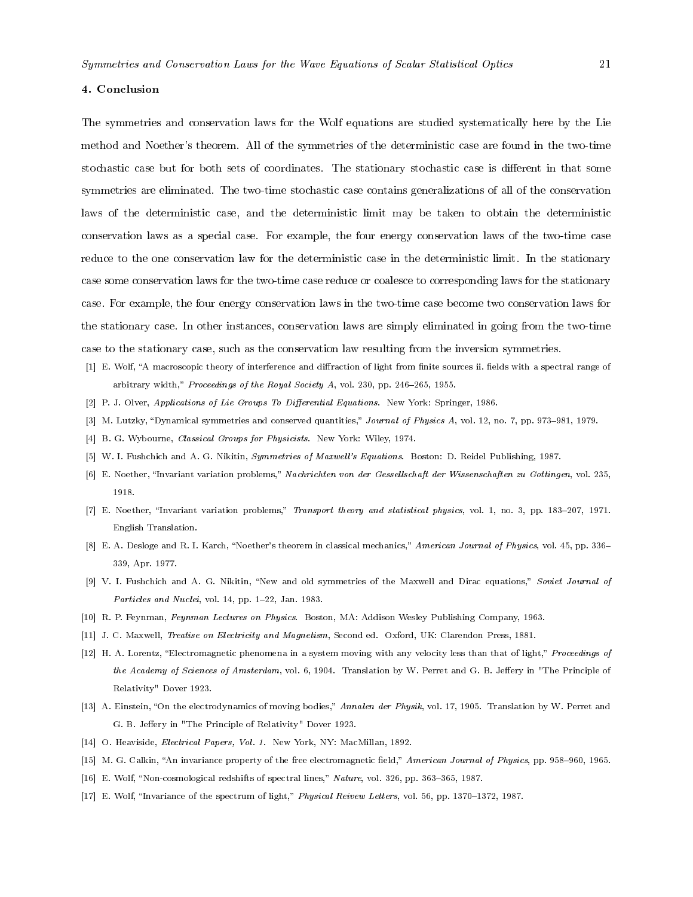## 4. Conclusion

The symmetries and conservation laws for the Wolf equations are studied systematically here by the Lie method and Noether's theorem. All of the symmetries of the deterministic case are found in the two-time stochastic case but for both sets of coordinates. The stationary stochastic case is different in that some symmetries are eliminated. The two-time stochastic case contains generalizations of all of the conservation laws of the deterministic case, and the deterministic limit may be taken to obtain the deterministic conservation laws as a special case. For example, the four energy conservation laws of the two-time case reduce to the one conservation law for the deterministic case in the deterministic limit. In the stationary case some conservation laws for the two-time case reduce or coalesce to corresponding laws for the stationary case. For example, the four energy conservation laws in the two-time case become two conservation laws for the stationary case. In other instances, conservation laws are simply eliminated in going from the two-time case to the stationary case, such as the conservation law resulting from the inversion symmetries.

[1] E. Wolf, "A macroscopic theory of interference and diffraction of light from finite sources ii. fields with a spectral range of arbitrary width," *Proceedings of the Royal Society A*, vol. 230, pp. 246–265, 1955.

[2] P. J. Olver, *Applications of Lie Groups To Differential Equations*. New York: Springer, 1986.

[3] M. Lutzky, "Dynamical symmetries and conserved quantities," *Journal of Physics A*, vol. 12, no. 7, pp. 973–981, 1979.

[4] B. G. Wybourne, *Classical Groups for Physicists*. New York: Wiley, 1974.

[5] W. I. Fushchich and A. G. Nikitin, *Symmetries of Maxwell's Equations*. Boston: D. Reidel Publishing, 1987.

[6] E. Noether, "Invariant variation problems," *Nachrichten von der Gessellschaft der Wissenschaften zu Gottingen*, vol. 235, 1918.

[7] E. Noether, "Invariant variation problems," *Transport theory and statistical physics*, vol. 1, no. 3, pp. 183–207, 1971. English Translation.

[8] E. A. Desloge and R. I. Karch, "Noether's theorem in classical mechanics," *American Journal of Physics*, vol. 45, pp. 336–339, Apr. 1977.

[9] V. I. Fushchich and A. G. Nikitin, "New and old symmetries of the Maxwell and Dirac equations," *Soviet Journal of Particles and Nuclei*, vol. 14, pp. 1–22, Jan. 1983.

[10] R. P. Feynman, *Feynman Lectures on Physics*. Boston, MA: Addison Wesley Publishing Company, 1963.

[11] J. C. Maxwell, *Treatise on Electricity and Magnetism*, Second ed. Oxford, UK: Clarendon Press, 1881.

[12] H. A. Lorentz, "Electromagnetic phenomena in a system moving with any velocity less than that of light," *Proceedings of the Academy of Sciences of Amsterdam*, vol. 6, 1904. Translation by W. Perret and G. B. Jeffery in "The Principle of Relativity" Dover 1923.

[13] A. Einstein, "On the electrodynamics of moving bodies," *Annalen der Physik*, vol. 17, 1905. Translation by W. Perret and G. B. Jeffery in "The Principle of Relativity" Dover 1923.

[14] O. Heaviside, *Electrical Papers, Vol. 1*. New York, NY: MacMillan, 1892.

[15] M. G. Calkin, "An invariance property of the free electromagnetic field," *American Journal of Physics*, pp. 958–960, 1965.

[16] E. Wolf, "Non-cosmological redshifts of spectral lines," *Nature*, vol. 326, pp. 363–365, 1987.

[17] E. Wolf, "Invariance of the spectrum of light," *Physical Reivew Letters*, vol. 56, pp. 1370–1372, 1987.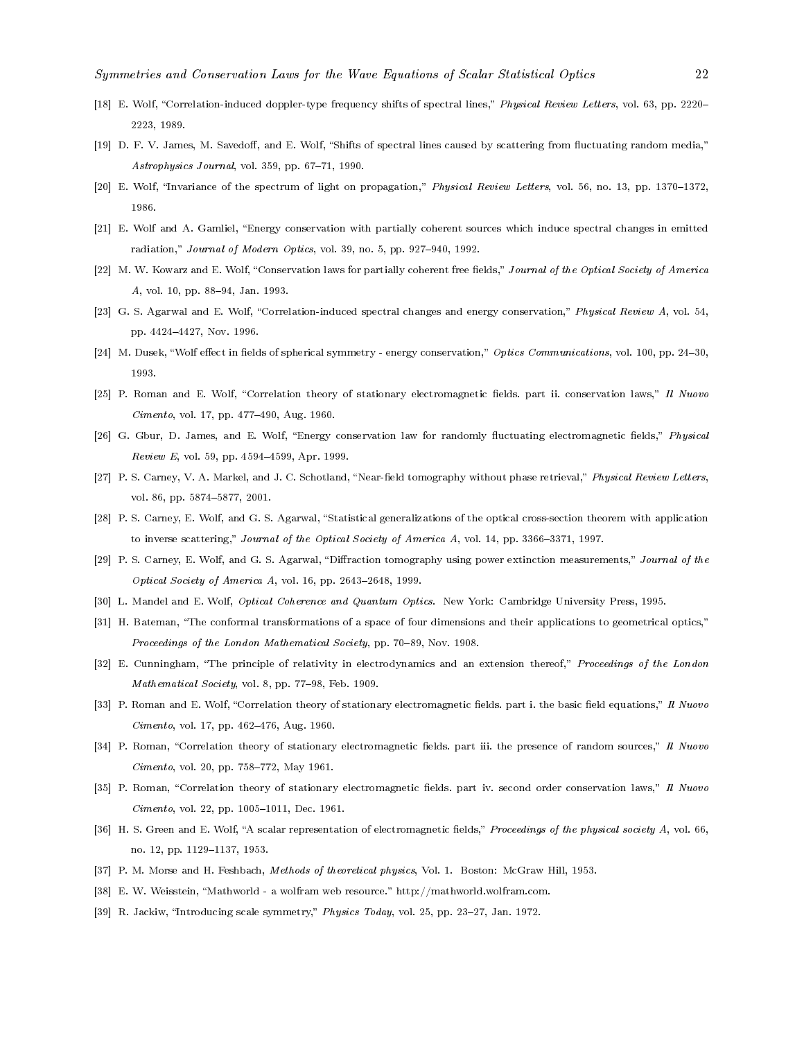[18] E. Wolf, "Correlation-induced doppler-type frequency shifts of spectral lines," *Physical Review Letters*, vol. 63, pp. 2220–2223, 1989.

[19] D. F. V. James, M. Savedoff, and E. Wolf, "Shifts of spectral lines caused by scattering from fluctuating random media," *Astrophysics Journal*, vol. 359, pp. 67–71, 1990.

[20] E. Wolf, "Invariance of the spectrum of light on propagation," *Physical Review Letters*, vol. 56, no. 13, pp. 1370–1372, 1986.

[21] E. Wolf and A. Gamliel, "Energy conservation with partially coherent sources which induce spectral changes in emitted radiation," *Journal of Modern Optics*, vol. 39, no. 5, pp. 927–940, 1992.

[22] M. W. Kowarz and E. Wolf, "Conservation laws for partially coherent free fields," *Journal of the Optical Society of America A*, vol. 10, pp. 88–94, Jan. 1993.

[23] G. S. Agarwal and E. Wolf, "Correlation-induced spectral changes and energy conservation," *Physical Review A*, vol. 54, pp. 4424–4427, Nov. 1996.

[24] M. Dusek, "Wolf effect in fields of spherical symmetry - energy conservation," *Optics Communications*, vol. 100, pp. 24–30, 1993.

[25] P. Roman and E. Wolf, "Correlation theory of stationary electromagnetic fields. part ii. conservation laws," *Il Nuovo Cimento*, vol. 17, pp. 477–490, Aug. 1960.

[26] G. Gbur, D. James, and E. Wolf, "Energy conservation law for randomly fluctuating electromagnetic fields," *Physical Review E*, vol. 59, pp. 4594–4599, Apr. 1999.

[27] P. S. Carney, V. A. Markel, and J. C. Schotland, "Near-field tomography without phase retrieval," *Physical Review Letters*, vol. 86, pp. 5874–5877, 2001.

[28] P. S. Carney, E. Wolf, and G. S. Agarwal, "Statistical generalizations of the optical cross-section theorem with application to inverse scattering," *Journal of the Optical Society of America A*, vol. 14, pp. 3366–3371, 1997.

[29] P. S. Carney, E. Wolf, and G. S. Agarwal, "Diffraction tomography using power extinction measurements," *Journal of the Optical Society of America A*, vol. 16, pp. 2643–2648, 1999.

[30] L. Mandel and E. Wolf, *Optical Coherence and Quantum Optics*. New York: Cambridge University Press, 1995.

[31] H. Bateman, "The conformal transformations of a space of four dimensions and their applications to geometrical optics," *Proceedings of the London Mathematical Society*, pp. 70–89, Nov. 1908.

[32] E. Cunningham, "The principle of relativity in electrodynamics and an extension thereof," *Proceedings of the London Mathematical Society*, vol. 8, pp. 77–98, Feb. 1909.

[33] P. Roman and E. Wolf, "Correlation theory of stationary electromagnetic fields. part i. the basic field equations," *Il Nuovo Cimento*, vol. 17, pp. 462–476, Aug. 1960.

[34] P. Roman, "Correlation theory of stationary electromagnetic fields. part iii. the presence of random sources," *Il Nuovo Cimento*, vol. 20, pp. 758–772, May 1961.

[35] P. Roman, "Correlation theory of stationary electromagnetic fields. part iv. second order conservation laws," *Il Nuovo Cimento*, vol. 22, pp. 1005–1011, Dec. 1961.

[36] H. S. Green and E. Wolf, "A scalar representation of electromagnetic fields," *Proceedings of the physical society A*, vol. 66, no. 12, pp. 1129–1137, 1953.

[37] P. M. Morse and H. Feshbach, *Methods of theoretical physics*, Vol. 1. Boston: McGraw Hill, 1953.

[38] E. W. Weisstein, "Mathworld - a wolfram web resource." http://mathworld.wolfram.com.

[39] R. Jackiw, "Introducing scale symmetry," *Physics Today*, vol. 25, pp. 23–27, Jan. 1972.